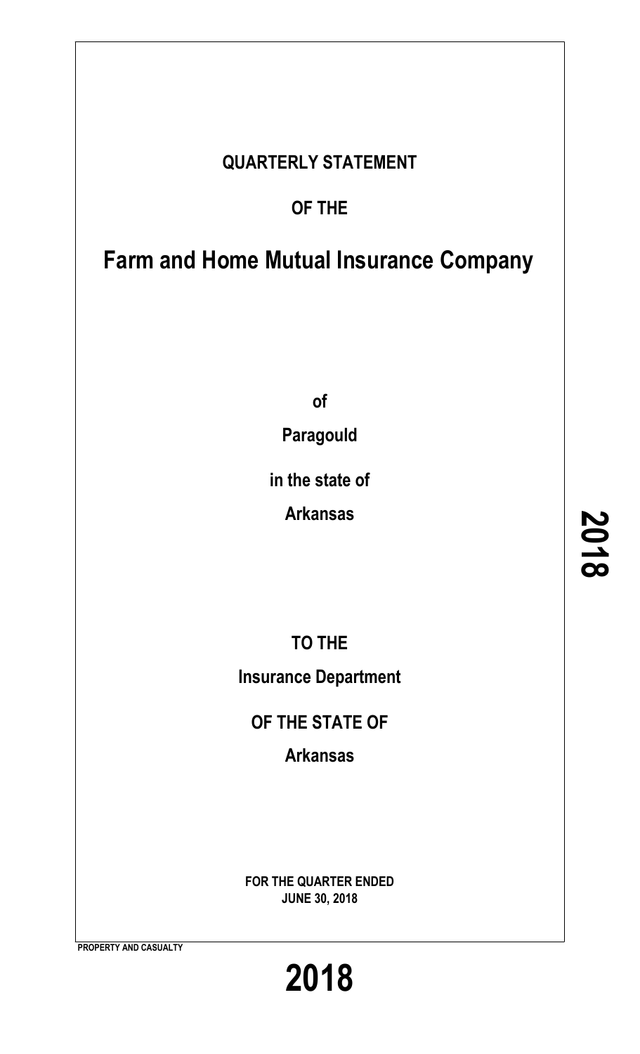# QUARTERLY STATEMENT

## OF THE

# Farm and Home Mutual Insurance Company

**of**

**Paragould**

**in the state of**

**Arkansas**

**TO THE**

**Insurance Department**

**OF THE STATE OF**

**Arkansas**

**FOR THE QUARTER ENDED**
**JUNE 30, 2018**

**PROPERTY AND CASUALTY**

# 2018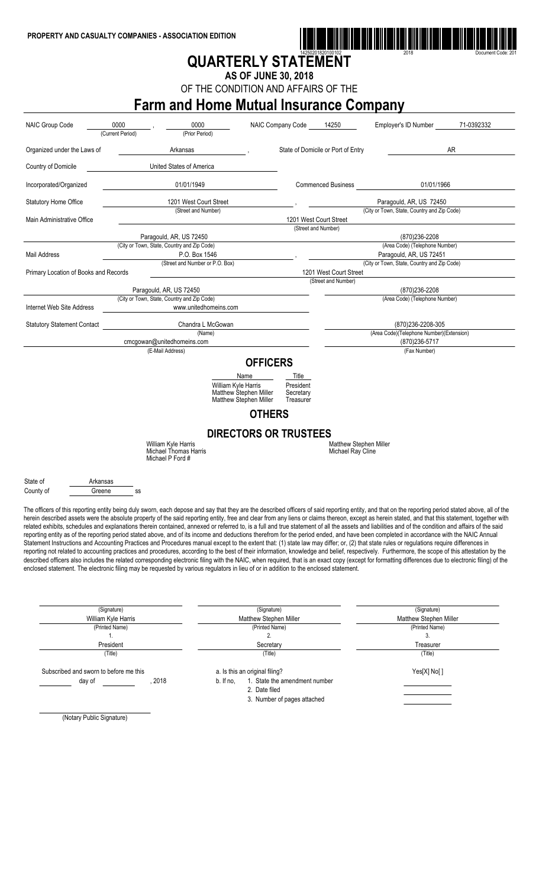**PROPERTY AND CASUALTY COMPANIES - ASSOCIATION EDITION**

14250201820100102 2018 Document Code: 201

# QUARTERLY STATEMENT

## AS OF JUNE 30, 2018

OF THE CONDITION AND AFFAIRS OF THE

# Farm and Home Mutual Insurance Company

| | | | | |
|---|---|---|---|---|
| NAIC Group Code | 0000 (Current Period) , 0000 (Prior Period) | NAIC Company Code 14250 | Employer's ID Number | 71-0392332 |
| Organized under the Laws of | Arkansas , | State of Domicile or Port of Entry | | AR |
| Country of Domicile | United States of America | | | |
| Incorporated/Organized | 01/01/1949 | Commenced Business | | 01/01/1966 |
| Statutory Home Office | 1201 West Court Street (Street and Number) , | Paragould, AR, US 72450 (City or Town, State, Country and Zip Code) | | |
| Main Administrative Office | 1201 West Court Street (Street and Number) | | | |
| | Paragould, AR, US 72450 (City or Town, State, Country and Zip Code) | (870)236-2208 (Area Code) (Telephone Number) | | |
| Mail Address | P.O. Box 1546 (Street and Number or P.O. Box) , | Paragould, AR, US 72451 (City or Town, State, Country and Zip Code) | | |
| Primary Location of Books and Records | 1201 West Court Street (Street and Number) | | | |
| | Paragould, AR, US 72450 (City or Town, State, Country and Zip Code) | (870)236-2208 (Area Code) (Telephone Number) | | |
| Internet Web Site Address | www.unitedhomeins.com | | | |
| Statutory Statement Contact | Chandra L McGowan (Name) | (870)236-2208-305 (Area Code)(Telephone Number)(Extension) | | |
| | cmcgowan@unitedhomeins.com (E-Mail Address) | (870)236-5717 (Fax Number) | | |

## OFFICERS

| Name | Title |
|---|---|
| William Kyle Harris | President |
| Matthew Stephen Miller | Secretary |
| Matthew Stephen Miller | Treasurer |

## OTHERS

## DIRECTORS OR TRUSTEES

William Kyle Harris
Michael Thomas Harris
Michael P Ford #
Matthew Stephen Miller
Michael Ray Cline

State of Arkansas
County of Greene ss

The officers of this reporting entity being duly sworn, each depose and say that they are the described officers of said reporting entity, and that on the reporting period stated above, all of the herein described assets were the absolute property of the said reporting entity, free and clear from any liens or claims thereon, except as herein stated, and that this statement, together with related exhibits, schedules and explanations therein contained, annexed or referred to, is a full and true statement of all the assets and liabilities and of the condition and affairs of the said reporting entity as of the reporting period stated above, and of its income and deductions therefrom for the period ended, and have been completed in accordance with the NAIC Annual Statement Instructions and Accounting Practices and Procedures manual except to the extent that: (1) state law may differ; or, (2) that state rules or regulations require differences in reporting not related to accounting practices and procedures, according to the best of their information, knowledge and belief, respectively. Furthermore, the scope of this attestation by the described officers also includes the related corresponding electronic filing with the NAIC, when required, that is an exact copy (except for formatting differences due to electronic filing) of the enclosed statement. The electronic filing may be requested by various regulators in lieu of or in addition to the enclosed statement.

| (Signature) | (Signature) | (Signature) |
|---|---|---|
| William Kyle Harris | Matthew Stephen Miller | Matthew Stephen Miller |
| (Printed Name) | (Printed Name) | (Printed Name) |
| 1. | 2. | 3. |
| President | Secretary | Treasurer |
| (Title) | (Title) | (Title) |

Subscribed and sworn to before me this
_____ day of _____ , 2018

a. Is this an original filing? Yes[X] No[ ]
b. If no,
1. State the amendment number
2. Date filed
3. Number of pages attached

(Notary Public Signature)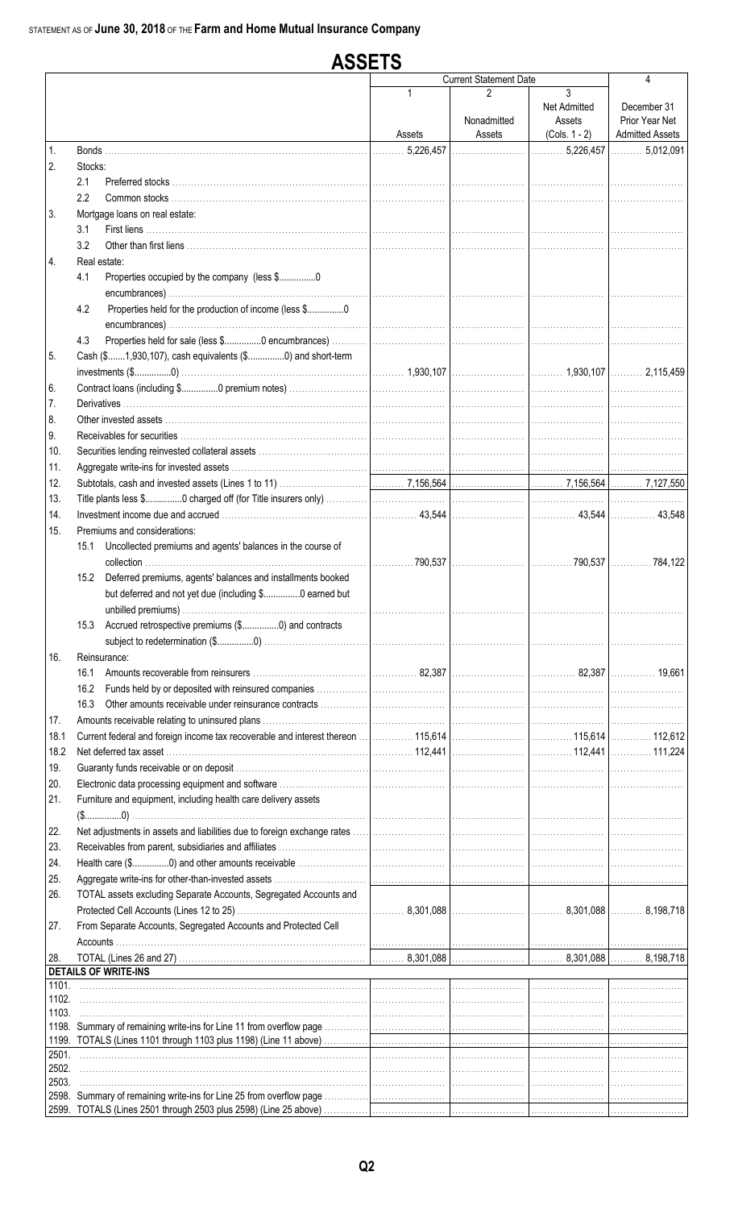STATEMENT AS OF **June 30, 2018** OF THE **Farm and Home Mutual Insurance Company**

# ASSETS

| | | Current Statement Date 1 Assets | 2 Nonadmitted Assets | 3 Net Admitted Assets (Cols. 1 - 2) | 4 December 31 Prior Year Net Admitted Assets |
|---|---|---|---|---|---|
| 1. | Bonds | 5,226,457 | | 5,226,457 | 5,012,091 |
| 2. | Stocks: | | | | |
| | 2.1 Preferred stocks | | | | |
| | 2.2 Common stocks | | | | |
| 3. | Mortgage loans on real estate: | | | | |
| | 3.1 First liens | | | | |
| | 3.2 Other than first liens | | | | |
| 4. | Real estate: | | | | |
| | 4.1 Properties occupied by the company (less $...............0 encumbrances) | | | | |
| | 4.2 Properties held for the production of income (less $...............0 encumbrances) | | | | |
| | 4.3 Properties held for sale (less $...............0 encumbrances) | | | | |
| 5. | Cash ($.......1,930,107), cash equivalents ($...............0) and short-term investments ($...............0) | 1,930,107 | | 1,930,107 | 2,115,459 |
| 6. | Contract loans (including $...............0 premium notes) | | | | |
| 7. | Derivatives | | | | |
| 8. | Other invested assets | | | | |
| 9. | Receivables for securities | | | | |
| 10. | Securities lending reinvested collateral assets | | | | |
| 11. | Aggregate write-ins for invested assets | | | | |
| 12. | Subtotals, cash and invested assets (Lines 1 to 11) | 7,156,564 | | 7,156,564 | 7,127,550 |
| 13. | Title plants less $...............0 charged off (for Title insurers only) | | | | |
| 14. | Investment income due and accrued | 43,544 | | 43,544 | 43,548 |
| 15. | Premiums and considerations: | | | | |
| | 15.1 Uncollected premiums and agents' balances in the course of collection | 790,537 | | 790,537 | 784,122 |
| | 15.2 Deferred premiums, agents' balances and installments booked but deferred and not yet due (including $...............0 earned but unbilled premiums) | | | | |
| | 15.3 Accrued retrospective premiums ($...............0) and contracts subject to redetermination ($...............0) | | | | |
| 16. | Reinsurance: | | | | |
| | 16.1 Amounts recoverable from reinsurers | 82,387 | | 82,387 | 19,661 |
| | 16.2 Funds held by or deposited with reinsured companies | | | | |
| | 16.3 Other amounts receivable under reinsurance contracts | | | | |
| 17. | Amounts receivable relating to uninsured plans | | | | |
| 18.1 | Current federal and foreign income tax recoverable and interest thereon | 115,614 | | 115,614 | 112,612 |
| 18.2 | Net deferred tax asset | 112,441 | | 112,441 | 111,224 |
| 19. | Guaranty funds receivable or on deposit | | | | |
| 20. | Electronic data processing equipment and software | | | | |
| 21. | Furniture and equipment, including health care delivery assets ($...............0) | | | | |
| 22. | Net adjustments in assets and liabilities due to foreign exchange rates | | | | |
| 23. | Receivables from parent, subsidiaries and affiliates | | | | |
| 24. | Health care ($...............0) and other amounts receivable | | | | |
| 25. | Aggregate write-ins for other-than-invested assets | | | | |
| 26. | TOTAL assets excluding Separate Accounts, Segregated Accounts and Protected Cell Accounts (Lines 12 to 25) | 8,301,088 | | 8,301,088 | 8,198,718 |
| 27. | From Separate Accounts, Segregated Accounts and Protected Cell Accounts | | | | |
| 28. | TOTAL (Lines 26 and 27) | 8,301,088 | | 8,301,088 | 8,198,718 |
| | **DETAILS OF WRITE-INS** | | | | |
| 1101. | | | | | |
| 1102. | | | | | |
| 1103. | | | | | |
| 1198. | Summary of remaining write-ins for Line 11 from overflow page | | | | |
| 1199. | TOTALS (Lines 1101 through 1103 plus 1198) (Line 11 above) | | | | |
| 2501. | | | | | |
| 2502. | | | | | |
| 2503. | | | | | |
| 2598. | Summary of remaining write-ins for Line 25 from overflow page | | | | |
| 2599. | TOTALS (Lines 2501 through 2503 plus 2598) (Line 25 above) | | | | |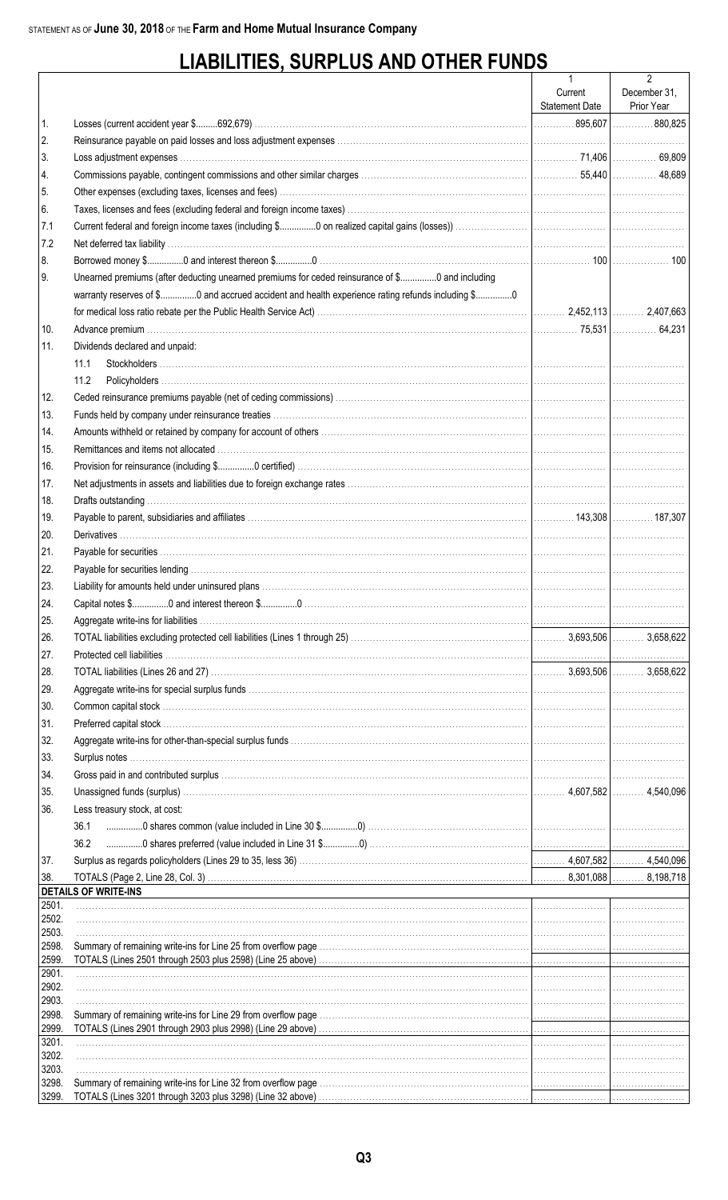STATEMENT AS OF **June 30, 2018** OF THE **Farm and Home Mutual Insurance Company**

# LIABILITIES, SURPLUS AND OTHER FUNDS

| | | 1<br>Current<br>Statement Date | 2<br>December 31,<br>Prior Year |
|---|---|---|---|
| 1. | Losses (current accident year $.........692,679) | 895,607 | 880,825 |
| 2. | Reinsurance payable on paid losses and loss adjustment expenses | | |
| 3. | Loss adjustment expenses | 71,406 | 69,809 |
| 4. | Commissions payable, contingent commissions and other similar charges | 55,440 | 48,689 |
| 5. | Other expenses (excluding taxes, licenses and fees) | | |
| 6. | Taxes, licenses and fees (excluding federal and foreign income taxes) | | |
| 7.1 | Current federal and foreign income taxes (including $...............0 on realized capital gains (losses)) | | |
| 7.2 | Net deferred tax liability | | |
| 8. | Borrowed money $...............0 and interest thereon $...............0 | 100 | 100 |
| 9. | Unearned premiums (after deducting unearned premiums for ceded reinsurance of $...............0 and including warranty reserves of $...............0 and accrued accident and health experience rating refunds including $...............0 for medical loss ratio rebate per the Public Health Service Act) | 2,452,113 | 2,407,663 |
| 10. | Advance premium | 75,531 | 64,231 |
| 11. | Dividends declared and unpaid: | | |
| | 11.1 Stockholders | | |
| | 11.2 Policyholders | | |
| 12. | Ceded reinsurance premiums payable (net of ceding commissions) | | |
| 13. | Funds held by company under reinsurance treaties | | |
| 14. | Amounts withheld or retained by company for account of others | | |
| 15. | Remittances and items not allocated | | |
| 16. | Provision for reinsurance (including $...............0 certified) | | |
| 17. | Net adjustments in assets and liabilities due to foreign exchange rates | | |
| 18. | Drafts outstanding | | |
| 19. | Payable to parent, subsidiaries and affiliates | 143,308 | 187,307 |
| 20. | Derivatives | | |
| 21. | Payable for securities | | |
| 22. | Payable for securities lending | | |
| 23. | Liability for amounts held under uninsured plans | | |
| 24. | Capital notes $...............0 and interest thereon $...............0 | | |
| 25. | Aggregate write-ins for liabilities | | |
| 26. | TOTAL liabilities excluding protected cell liabilities (Lines 1 through 25) | 3,693,506 | 3,658,622 |
| 27. | Protected cell liabilities | | |
| 28. | TOTAL liabilities (Lines 26 and 27) | 3,693,506 | 3,658,622 |
| 29. | Aggregate write-ins for special surplus funds | | |
| 30. | Common capital stock | | |
| 31. | Preferred capital stock | | |
| 32. | Aggregate write-ins for other-than-special surplus funds | | |
| 33. | Surplus notes | | |
| 34. | Gross paid in and contributed surplus | | |
| 35. | Unassigned funds (surplus) | 4,607,582 | 4,540,096 |
| 36. | Less treasury stock, at cost: | | |
| | 36.1 ...............0 shares common (value included in Line 30 $...............0) | | |
| | 36.2 ...............0 shares preferred (value included in Line 31 $...............0) | | |
| 37. | Surplus as regards policyholders (Lines 29 to 35, less 36) | 4,607,582 | 4,540,096 |
| 38. | TOTALS (Page 2, Line 28, Col. 3) | 8,301,088 | 8,198,718 |
| | **DETAILS OF WRITE-INS** | | |
| 2501. | | | |
| 2502. | | | |
| 2503. | | | |
| 2598. | Summary of remaining write-ins for Line 25 from overflow page | | |
| 2599. | TOTALS (Lines 2501 through 2503 plus 2598) (Line 25 above) | | |
| 2901. | | | |
| 2902. | | | |
| 2903. | | | |
| 2998. | Summary of remaining write-ins for Line 29 from overflow page | | |
| 2999. | TOTALS (Lines 2901 through 2903 plus 2998) (Line 29 above) | | |
| 3201. | | | |
| 3202. | | | |
| 3203. | | | |
| 3298. | Summary of remaining write-ins for Line 32 from overflow page | | |
| 3299. | TOTALS (Lines 3201 through 3203 plus 3298) (Line 32 above) | | |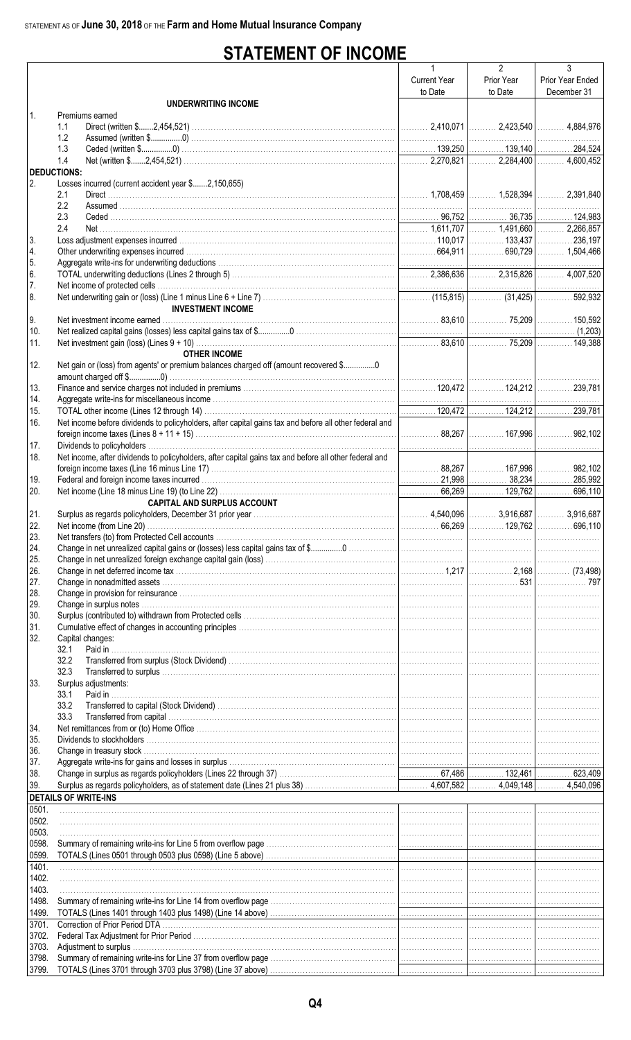STATEMENT AS OF **June 30, 2018** OF THE **Farm and Home Mutual Insurance Company**

# STATEMENT OF INCOME

| | | 1<br>Current Year to Date | 2<br>Prior Year to Date | 3<br>Prior Year Ended December 31 |
|---|---|---|---|---|
| | **UNDERWRITING INCOME** | | | |
| 1. | Premiums earned | | | |
| | 1.1 Direct (written $.......2,454,521) | 2,410,071 | 2,423,540 | 4,884,976 |
| | 1.2 Assumed (written $...............0) | | | |
| | 1.3 Ceded (written $...............0) | 139,250 | 139,140 | 284,524 |
| | 1.4 Net (written $.......2,454,521) | 2,270,821 | 2,284,400 | 4,600,452 |
| | **DEDUCTIONS:** | | | |
| 2. | Losses incurred (current accident year $.......2,150,655) | | | |
| | 2.1 Direct | 1,708,459 | 1,528,394 | 2,391,840 |
| | 2.2 Assumed | | | |
| | 2.3 Ceded | 96,752 | 36,735 | 124,983 |
| | 2.4 Net | 1,611,707 | 1,491,660 | 2,266,857 |
| 3. | Loss adjustment expenses incurred | 110,017 | 133,437 | 236,197 |
| 4. | Other underwriting expenses incurred | 664,911 | 690,729 | 1,504,466 |
| 5. | Aggregate write-ins for underwriting deductions | | | |
| 6. | TOTAL underwriting deductions (Lines 2 through 5) | 2,386,636 | 2,315,826 | 4,007,520 |
| 7. | Net income of protected cells | | | |
| 8. | Net underwriting gain or (loss) (Line 1 minus Line 6 + Line 7) | (115,815) | (31,425) | 592,932 |
| | **INVESTMENT INCOME** | | | |
| 9. | Net investment income earned | 83,610 | 75,209 | 150,592 |
| 10. | Net realized capital gains (losses) less capital gains tax of $...............0 | | | (1,203) |
| 11. | Net investment gain (loss) (Lines 9 + 10) | 83,610 | 75,209 | 149,388 |
| | **OTHER INCOME** | | | |
| 12. | Net gain or (loss) from agents' or premium balances charged off (amount recovered $...............0 amount charged off $...............0) | | | |
| 13. | Finance and service charges not included in premiums | 120,472 | 124,212 | 239,781 |
| 14. | Aggregate write-ins for miscellaneous income | | | |
| 15. | TOTAL other income (Lines 12 through 14) | 120,472 | 124,212 | 239,781 |
| 16. | Net income before dividends to policyholders, after capital gains tax and before all other federal and foreign income taxes (Lines 8 + 11 + 15) | 88,267 | 167,996 | 982,102 |
| 17. | Dividends to policyholders | | | |
| 18. | Net income, after dividends to policyholders, after capital gains tax and before all other federal and foreign income taxes (Line 16 minus Line 17) | 88,267 | 167,996 | 982,102 |
| 19. | Federal and foreign income taxes incurred | 21,998 | 38,234 | 285,992 |
| 20. | Net income (Line 18 minus Line 19) (to Line 22) | 66,269 | 129,762 | 696,110 |
| | **CAPITAL AND SURPLUS ACCOUNT** | | | |
| 21. | Surplus as regards policyholders, December 31 prior year | 4,540,096 | 3,916,687 | 3,916,687 |
| 22. | Net income (from Line 20) | 66,269 | 129,762 | 696,110 |
| 23. | Net transfers (to) from Protected Cell accounts | | | |
| 24. | Change in net unrealized capital gains or (losses) less capital gains tax of $...............0 | | | |
| 25. | Change in net unrealized foreign exchange capital gain (loss) | | | |
| 26. | Change in net deferred income tax | 1,217 | 2,168 | (73,498) |
| 27. | Change in nonadmitted assets | | 531 | 797 |
| 28. | Change in provision for reinsurance | | | |
| 29. | Change in surplus notes | | | |
| 30. | Surplus (contributed to) withdrawn from Protected cells | | | |
| 31. | Cumulative effect of changes in accounting principles | | | |
| 32. | Capital changes: | | | |
| | 32.1 Paid in | | | |
| | 32.2 Transferred from surplus (Stock Dividend) | | | |
| | 32.3 Transferred to surplus | | | |
| 33. | Surplus adjustments: | | | |
| | 33.1 Paid in | | | |
| | 33.2 Transferred to capital (Stock Dividend) | | | |
| | 33.3 Transferred from capital | | | |
| 34. | Net remittances from or (to) Home Office | | | |
| 35. | Dividends to stockholders | | | |
| 36. | Change in treasury stock | | | |
| 37. | Aggregate write-ins for gains and losses in surplus | | | |
| 38. | Change in surplus as regards policyholders (Lines 22 through 37) | 67,486 | 132,461 | 623,409 |
| 39. | Surplus as regards policyholders, as of statement date (Lines 21 plus 38) | 4,607,582 | 4,049,148 | 4,540,096 |
| | **DETAILS OF WRITE-INS** | | | |
| 0501. | | | | |
| 0502. | | | | |
| 0503. | | | | |
| 0598. | Summary of remaining write-ins for Line 5 from overflow page | | | |
| 0599. | TOTALS (Lines 0501 through 0503 plus 0598) (Line 5 above) | | | |
| 1401. | | | | |
| 1402. | | | | |
| 1403. | | | | |
| 1498. | Summary of remaining write-ins for Line 14 from overflow page | | | |
| 1499. | TOTALS (Lines 1401 through 1403 plus 1498) (Line 14 above) | | | |
| 3701. | Correction of Prior Period DTA | | | |
| 3702. | Federal Tax Adjustment for Prior Period | | | |
| 3703. | Adjustment to surplus | | | |
| 3798. | Summary of remaining write-ins for Line 37 from overflow page | | | |
| 3799. | TOTALS (Lines 3701 through 3703 plus 3798) (Line 37 above) | | | |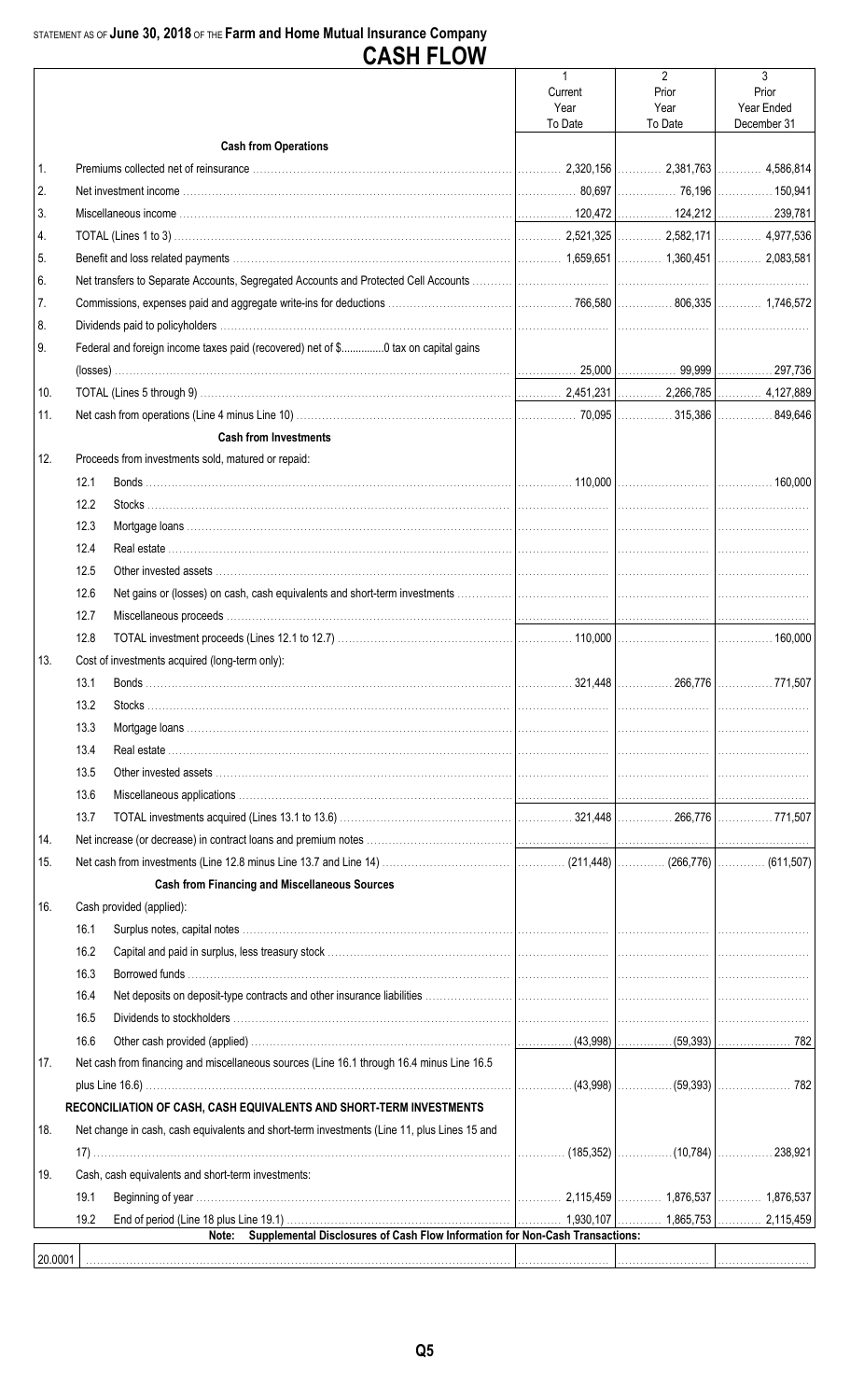STATEMENT AS OF **June 30, 2018** OF THE **Farm and Home Mutual Insurance Company**

# CASH FLOW

| | | | 1<br>Current<br>Year<br>To Date | 2<br>Prior<br>Year<br>To Date | 3<br>Prior<br>Year Ended<br>December 31 |
|---|---|---|---|---|---|
| | | **Cash from Operations** | | | |
| 1. | | Premiums collected net of reinsurance | 2,320,156 | 2,381,763 | 4,586,814 |
| 2. | | Net investment income | 80,697 | 76,196 | 150,941 |
| 3. | | Miscellaneous income | 120,472 | 124,212 | 239,781 |
| 4. | | TOTAL (Lines 1 to 3) | 2,521,325 | 2,582,171 | 4,977,536 |
| 5. | | Benefit and loss related payments | 1,659,651 | 1,360,451 | 2,083,581 |
| 6. | | Net transfers to Separate Accounts, Segregated Accounts and Protected Cell Accounts | | | |
| 7. | | Commissions, expenses paid and aggregate write-ins for deductions | 766,580 | 806,335 | 1,746,572 |
| 8. | | Dividends paid to policyholders | | | |
| 9. | | Federal and foreign income taxes paid (recovered) net of $..............0 tax on capital gains (losses) | 25,000 | 99,999 | 297,736 |
| 10. | | TOTAL (Lines 5 through 9) | 2,451,231 | 2,266,785 | 4,127,889 |
| 11. | | Net cash from operations (Line 4 minus Line 10) | 70,095 | 315,386 | 849,646 |
| | | **Cash from Investments** | | | |
| 12. | | Proceeds from investments sold, matured or repaid: | | | |
| | 12.1 | Bonds | 110,000 | | 160,000 |
| | 12.2 | Stocks | | | |
| | 12.3 | Mortgage loans | | | |
| | 12.4 | Real estate | | | |
| | 12.5 | Other invested assets | | | |
| | 12.6 | Net gains or (losses) on cash, cash equivalents and short-term investments | | | |
| | 12.7 | Miscellaneous proceeds | | | |
| | 12.8 | TOTAL investment proceeds (Lines 12.1 to 12.7) | 110,000 | | 160,000 |
| 13. | | Cost of investments acquired (long-term only): | | | |
| | 13.1 | Bonds | 321,448 | 266,776 | 771,507 |
| | 13.2 | Stocks | | | |
| | 13.3 | Mortgage loans | | | |
| | 13.4 | Real estate | | | |
| | 13.5 | Other invested assets | | | |
| | 13.6 | Miscellaneous applications | | | |
| | 13.7 | TOTAL investments acquired (Lines 13.1 to 13.6) | 321,448 | 266,776 | 771,507 |
| 14. | | Net increase (or decrease) in contract loans and premium notes | | | |
| 15. | | Net cash from investments (Line 12.8 minus Line 13.7 and Line 14) | (211,448) | (266,776) | (611,507) |
| | | **Cash from Financing and Miscellaneous Sources** | | | |
| 16. | | Cash provided (applied): | | | |
| | 16.1 | Surplus notes, capital notes | | | |
| | 16.2 | Capital and paid in surplus, less treasury stock | | | |
| | 16.3 | Borrowed funds | | | |
| | 16.4 | Net deposits on deposit-type contracts and other insurance liabilities | | | |
| | 16.5 | Dividends to stockholders | | | |
| | 16.6 | Other cash provided (applied) | (43,998) | (59,393) | 782 |
| 17. | | Net cash from financing and miscellaneous sources (Line 16.1 through 16.4 minus Line 16.5 plus Line 16.6) | (43,998) | (59,393) | 782 |
| | | **RECONCILIATION OF CASH, CASH EQUIVALENTS AND SHORT-TERM INVESTMENTS** | | | |
| 18. | | Net change in cash, cash equivalents and short-term investments (Line 11, plus Lines 15 and 17) | (185,352) | (10,784) | 238,921 |
| 19. | | Cash, cash equivalents and short-term investments: | | | |
| | 19.1 | Beginning of year | 2,115,459 | 1,876,537 | 1,876,537 |
| | 19.2 | End of period (Line 18 plus Line 19.1) | 1,930,107 | 1,865,753 | 2,115,459 |

**Note: Supplemental Disclosures of Cash Flow Information for Non-Cash Transactions:**

| | | | | |
|---|---|---|---|---|
| 20.0001 | | | | |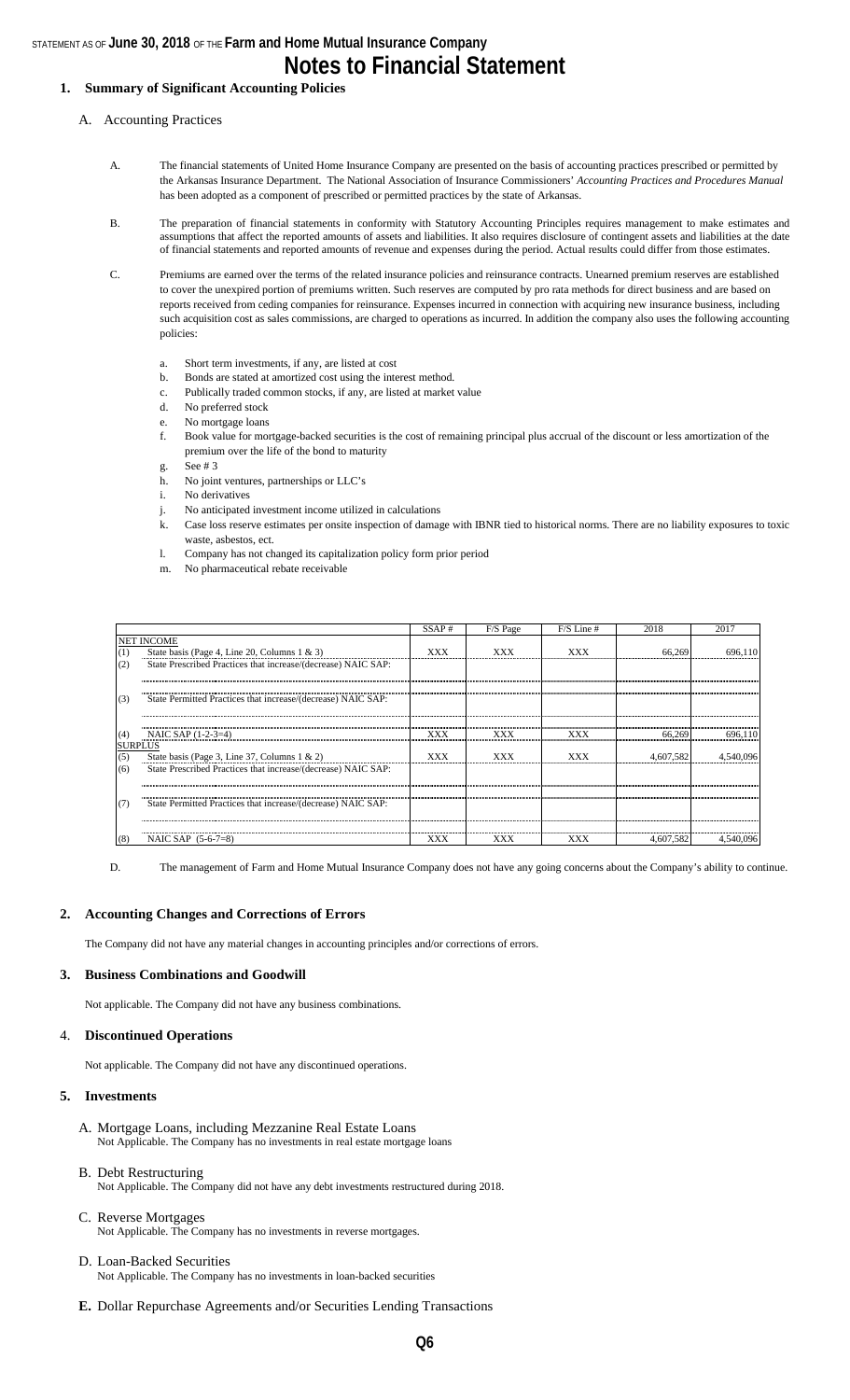STATEMENT AS OF **June 30, 2018** OF THE **Farm and Home Mutual Insurance Company**

# Notes to Financial Statement

## 1. Summary of Significant Accounting Policies

A. Accounting Practices

A. The financial statements of United Home Insurance Company are presented on the basis of accounting practices prescribed or permitted by the Arkansas Insurance Department. The National Association of Insurance Commissioners' *Accounting Practices and Procedures Manual* has been adopted as a component of prescribed or permitted practices by the state of Arkansas.

B. The preparation of financial statements in conformity with Statutory Accounting Principles requires management to make estimates and assumptions that affect the reported amounts of assets and liabilities. It also requires disclosure of contingent assets and liabilities at the date of financial statements and reported amounts of revenue and expenses during the period. Actual results could differ from those estimates.

C. Premiums are earned over the terms of the related insurance policies and reinsurance contracts. Unearned premium reserves are established to cover the unexpired portion of premiums written. Such reserves are computed by pro rata methods for direct business and are based on reports received from ceding companies for reinsurance. Expenses incurred in connection with acquiring new insurance business, including such acquisition cost as sales commissions, are charged to operations as incurred. In addition the company also uses the following accounting policies:

a. Short term investments, if any, are listed at cost
b. Bonds are stated at amortized cost using the interest method.
c. Publically traded common stocks, if any, are listed at market value
d. No preferred stock
e. No mortgage loans
f. Book value for mortgage-backed securities is the cost of remaining principal plus accrual of the discount or less amortization of the premium over the life of the bond to maturity
g. See # 3
h. No joint ventures, partnerships or LLC's
i. No derivatives
j. No anticipated investment income utilized in calculations
k. Case loss reserve estimates per onsite inspection of damage with IBNR tied to historical norms. There are no liability exposures to toxic waste, asbestos, ect.
l. Company has not changed its capitalization policy form prior period
m. No pharmaceutical rebate receivable

| | | SSAP # | F/S Page | F/S Line # | 2018 | 2017 |
|---|---|---|---|---|---|---|
| NET INCOME | | | | | | |
| (1) | State basis (Page 4, Line 20, Columns 1 & 3) | XXX | XXX | XXX | 66,269 | 696,110 |
| (2) | State Prescribed Practices that increase/(decrease) NAIC SAP: | | | | | |
| (3) | State Permitted Practices that increase/(decrease) NAIC SAP: | | | | | |
| (4) | NAIC SAP (1-2-3=4) | XXX | XXX | XXX | 66,269 | 696,110 |
| SURPLUS | | | | | | |
| (5) | State basis (Page 3, Line 37, Columns 1 & 2) | XXX | XXX | XXX | 4,607,582 | 4,540,096 |
| (6) | State Prescribed Practices that increase/(decrease) NAIC SAP: | | | | | |
| (7) | State Permitted Practices that increase/(decrease) NAIC SAP: | | | | | |
| (8) | NAIC SAP (5-6-7=8) | XXX | XXX | XXX | 4,607,582 | 4,540,096 |

D. The management of Farm and Home Mutual Insurance Company does not have any going concerns about the Company's ability to continue.

## 2. Accounting Changes and Corrections of Errors

The Company did not have any material changes in accounting principles and/or corrections of errors.

## 3. Business Combinations and Goodwill

Not applicable. The Company did not have any business combinations.

## 4. Discontinued Operations

Not applicable. The Company did not have any discontinued operations.

## 5. Investments

A. Mortgage Loans, including Mezzanine Real Estate Loans
Not Applicable. The Company has no investments in real estate mortgage loans

B. Debt Restructuring
Not Applicable. The Company did not have any debt investments restructured during 2018.

C. Reverse Mortgages
Not Applicable. The Company has no investments in reverse mortgages.

D. Loan-Backed Securities
Not Applicable. The Company has no investments in loan-backed securities

**E.** Dollar Repurchase Agreements and/or Securities Lending Transactions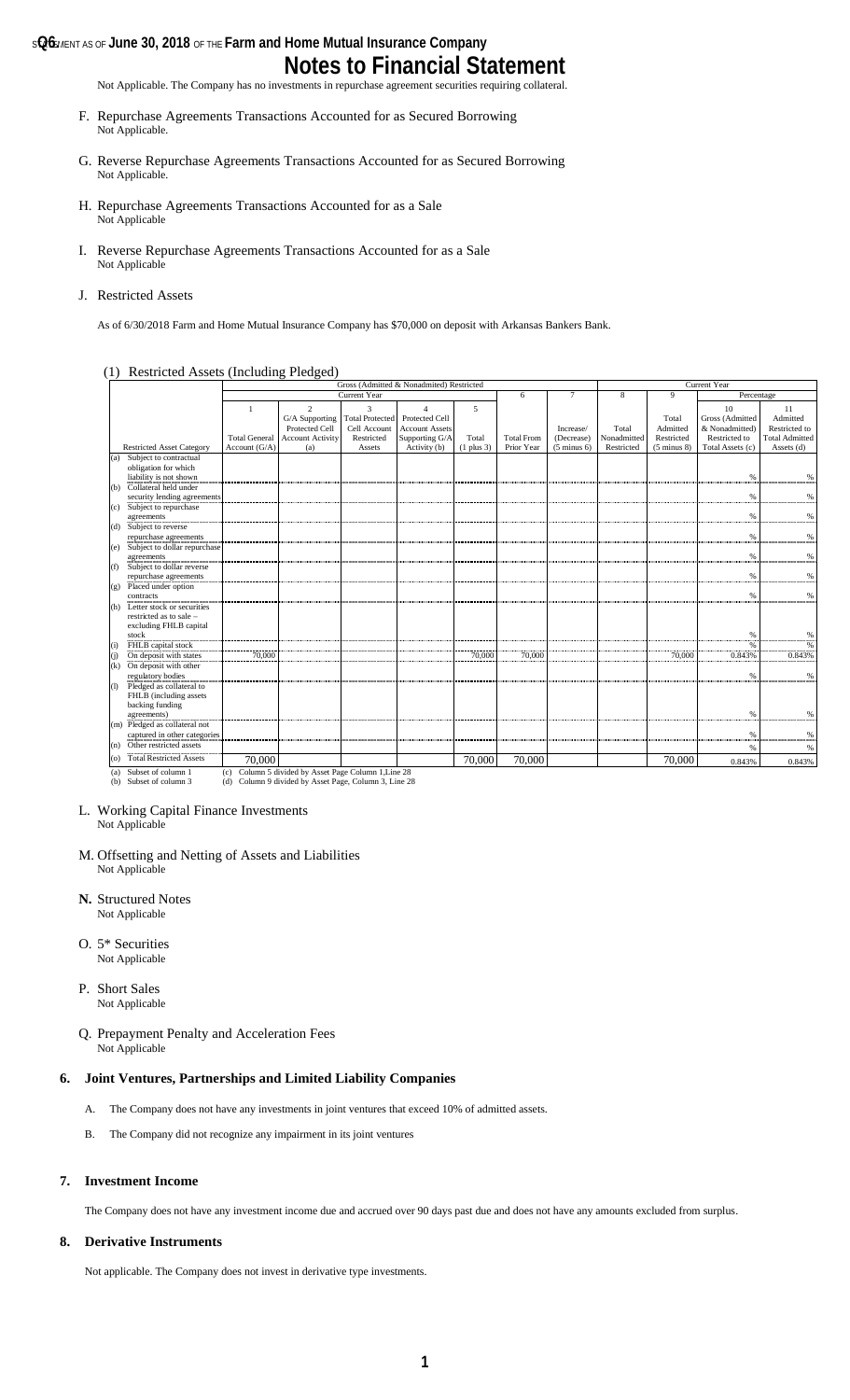Not Applicable. The Company has no investments in repurchase agreement securities requiring collateral.

F. Repurchase Agreements Transactions Accounted for as Secured Borrowing
Not Applicable.

G. Reverse Repurchase Agreements Transactions Accounted for as Secured Borrowing
Not Applicable.

H. Repurchase Agreements Transactions Accounted for as a Sale
Not Applicable

I. Reverse Repurchase Agreements Transactions Accounted for as a Sale
Not Applicable

J. Restricted Assets

As of 6/30/2018 Farm and Home Mutual Insurance Company has $70,000 on deposit with Arkansas Bankers Bank.

(1) Restricted Assets (Including Pledged)

| Restricted Asset Category | Gross (Admitted & Nonadmitted) Restricted | | | | | | | Current Year | | | |
|---|---|---|---|---|---|---|---|---|---|---|---|
| | Current Year | | | | | 6 | 7 | 8 | 9 | Percentage | |
| | 1<br>Total General Account (G/A) | 2<br>G/A Supporting Protected Cell Account Activity (a) | 3<br>Total Protected Cell Account Restricted Assets | 4<br>Protected Cell Account Assets Supporting G/A Activity (b) | 5<br>Total (1 plus 3) | Total From Prior Year | Increase/ (Decrease) (5 minus 6) | Total Nonadmitted Restricted | Total Admitted Restricted (5 minus 8) | 10<br>Gross (Admitted & Nonadmitted) Restricted to Total Assets (c) | 11<br>Admitted Restricted to Total Admitted Assets (d) |
| (a) Subject to contractual obligation for which liability is not shown | | | | | | | | | | % | % |
| (b) Collateral held under security lending agreements | | | | | | | | | | % | % |
| (c) Subject to repurchase agreements | | | | | | | | | | % | % |
| (d) Subject to reverse repurchase agreements | | | | | | | | | | % | % |
| (e) Subject to dollar repurchase agreements | | | | | | | | | | % | % |
| (f) Subject to dollar reverse repurchase agreements | | | | | | | | | | % | % |
| (g) Placed under option contracts | | | | | | | | | | % | % |
| (h) Letter stock or securities restricted as to sale – excluding FHLB capital stock | | | | | | | | | | % | % |
| (i) FHLB capital stock | | | | | | | | | | % | % |
| (j) On deposit with states | 70,000 | | | | 70,000 | 70,000 | | | 70,000 | 0.843% | 0.843% |
| (k) On deposit with other regulatory bodies | | | | | | | | | | % | % |
| (l) Pledged as collateral to FHLB (including assets backing funding agreements) | | | | | | | | | | % | % |
| (m) Pledged as collateral not captured in other categories | | | | | | | | | | % | % |
| (n) Other restricted assets | | | | | | | | | | % | % |
| (o) Total Restricted Assets | 70,000 | | | | 70,000 | 70,000 | | | 70,000 | 0.843% | 0.843% |

(a) Subset of column 1
(b) Subset of column 3
(c) Column 5 divided by Asset Page Column 1,Line 28
(d) Column 9 divided by Asset Page, Column 3, Line 28

L. Working Capital Finance Investments
Not Applicable

M. Offsetting and Netting of Assets and Liabilities
Not Applicable

**N.** Structured Notes
Not Applicable

O. 5* Securities
Not Applicable

P. Short Sales
Not Applicable

Q. Prepayment Penalty and Acceleration Fees
Not Applicable

## 6. Joint Ventures, Partnerships and Limited Liability Companies

A. The Company does not have any investments in joint ventures that exceed 10% of admitted assets.

B. The Company did not recognize any impairment in its joint ventures

## 7. Investment Income

The Company does not have any investment income due and accrued over 90 days past due and does not have any amounts excluded from surplus.

## 8. Derivative Instruments

Not applicable. The Company does not invest in derivative type investments.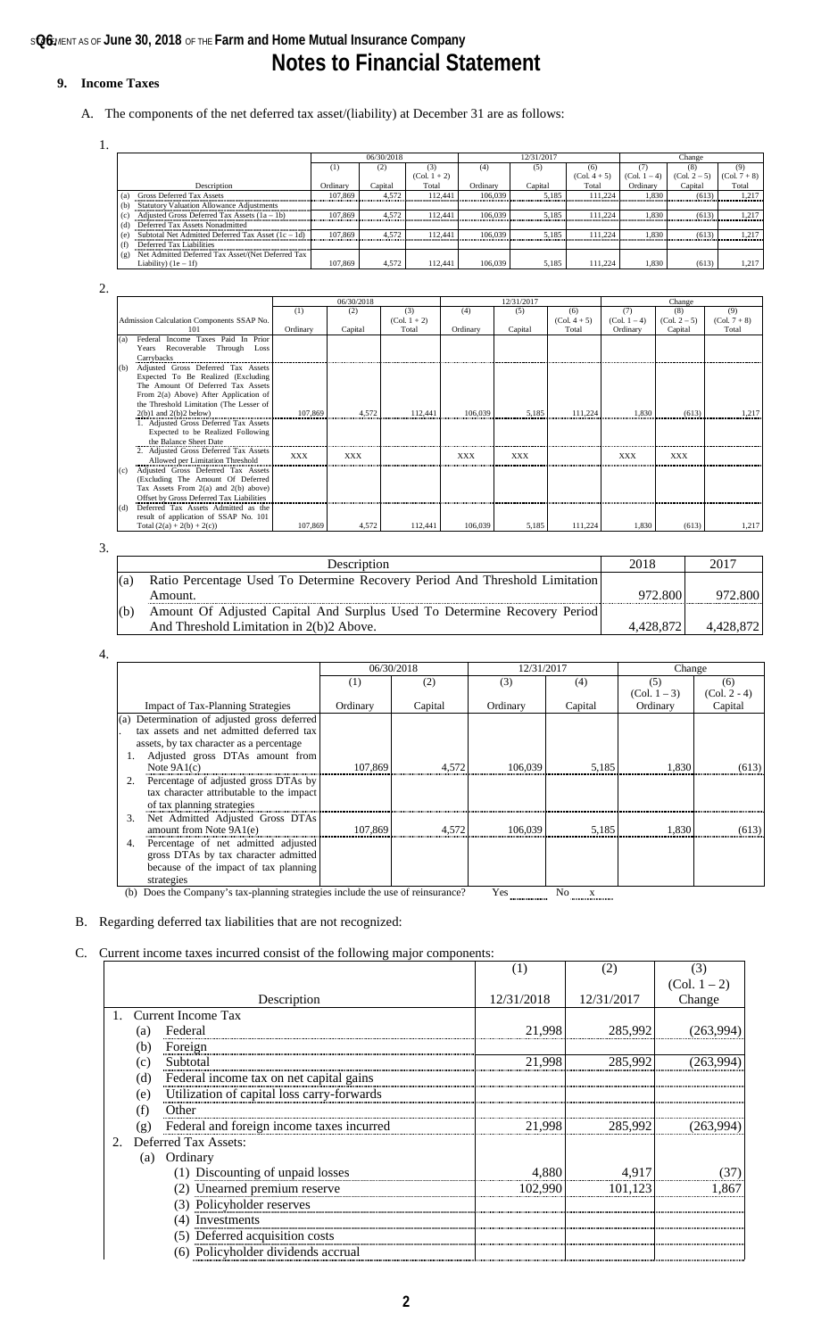STATEMENT AS OF **June 30, 2018** OF THE **Farm and Home Mutual Insurance Company**

# Notes to Financial Statement

## 9. Income Taxes

A. The components of the net deferred tax asset/(liability) at December 31 are as follows:

1.

| | Description | 06/30/2018 (1) Ordinary | 06/30/2018 (2) Capital | 06/30/2018 (3) (Col. 1 + 2) Total | 12/31/2017 (4) Ordinary | 12/31/2017 (5) Capital | 12/31/2017 (6) (Col. 4 + 5) Total | Change (7) (Col. 1 – 4) Ordinary | Change (8) (Col. 2 – 5) Capital | Change (9) (Col. 7 + 8) Total |
|---|---|---|---|---|---|---|---|---|---|---|
| (a) | Gross Deferred Tax Assets | 107,869 | 4,572 | 112,441 | 106,039 | 5,185 | 111,224 | 1,830 | (613) | 1,217 |
| (b) | Statutory Valuation Allowance Adjustments | | | | | | | | | |
| (c) | Adjusted Gross Deferred Tax Assets (1a – 1b) | 107,869 | 4,572 | 112,441 | 106,039 | 5,185 | 111,224 | 1,830 | (613) | 1,217 |
| (d) | Deferred Tax Assets Nonadmitted | | | | | | | | | |
| (e) | Subtotal Net Admitted Deferred Tax Asset (1c – 1d) | 107,869 | 4,572 | 112,441 | 106,039 | 5,185 | 111,224 | 1,830 | (613) | 1,217 |
| (f) | Deferred Tax Liabilities | | | | | | | | | |
| (g) | Net Admitted Deferred Tax Asset/(Net Deferred Tax Liability) (1e – 1f) | 107,869 | 4,572 | 112,441 | 106,039 | 5,185 | 111,224 | 1,830 | (613) | 1,217 |

2.

| | Admission Calculation Components SSAP No. 101 | 06/30/2018 (1) Ordinary | 06/30/2018 (2) Capital | 06/30/2018 (3) (Col. 1 + 2) Total | 12/31/2017 (4) Ordinary | 12/31/2017 (5) Capital | 12/31/2017 (6) (Col. 4 + 5) Total | Change (7) (Col. 1 – 4) Ordinary | Change (8) (Col. 2 – 5) Capital | Change (9) (Col. 7 + 8) Total |
|---|---|---|---|---|---|---|---|---|---|---|
| (a) | Federal Income Taxes Paid In Prior Years Recoverable Through Loss Carrybacks | | | | | | | | | |
| (b) | Adjusted Gross Deferred Tax Assets Expected To Be Realized (Excluding The Amount Of Deferred Tax Assets From 2(a) Above) After Application of the Threshold Limitation (The Lesser of 2(b)1 and 2(b)2 below) | 107,869 | 4,572 | 112,441 | 106,039 | 5,185 | 111,224 | 1,830 | (613) | 1,217 |
| | 1. Adjusted Gross Deferred Tax Assets Expected to be Realized Following the Balance Sheet Date | | | | | | | | | |
| | 2. Adjusted Gross Deferred Tax Assets Allowed per Limitation Threshold | XXX | XXX | | XXX | XXX | | XXX | XXX | |
| (c) | Adjusted Gross Deferred Tax Assets (Excluding The Amount Of Deferred Tax Assets From 2(a) and 2(b) above) Offset by Gross Deferred Tax Liabilities | | | | | | | | | |
| (d) | Deferred Tax Assets Admitted as the result of application of SSAP No. 101 Total (2(a) + 2(b) + 2(c)) | 107,869 | 4,572 | 112,441 | 106,039 | 5,185 | 111,224 | 1,830 | (613) | 1,217 |

3.

| | Description | 2018 | 2017 |
|---|---|---|---|
| (a) | Ratio Percentage Used To Determine Recovery Period And Threshold Limitation Amount. | 972.800 | 972.800 |
| (b) | Amount Of Adjusted Capital And Surplus Used To Determine Recovery Period And Threshold Limitation in 2(b)2 Above. | 4,428,872 | 4,428,872 |

4.

| Impact of Tax-Planning Strategies | 06/30/2018 (1) Ordinary | 06/30/2018 (2) Capital | 12/31/2017 (3) Ordinary | 12/31/2017 (4) Capital | Change (5) (Col. 1 – 3) Ordinary | Change (6) (Col. 2 - 4) Capital |
|---|---|---|---|---|---|---|
| (a) Determination of adjusted gross deferred tax assets and net admitted deferred tax assets, by tax character as a percentage | | | | | | |
| 1. Adjusted gross DTAs amount from Note 9A1(c) | 107,869 | 4,572 | 106,039 | 5,185 | 1,830 | (613) |
| 2. Percentage of adjusted gross DTAs by tax character attributable to the impact of tax planning strategies | | | | | | |
| 3. Net Admitted Adjusted Gross DTAs amount from Note 9A1(e) | 107,869 | 4,572 | 106,039 | 5,185 | 1,830 | (613) |
| 4. Percentage of net admitted adjusted gross DTAs by tax character admitted because of the impact of tax planning strategies | | | | | | |

(b) Does the Company's tax-planning strategies include the use of reinsurance? Yes ____ No x

B. Regarding deferred tax liabilities that are not recognized:

C. Current income taxes incurred consist of the following major components:

| Description | (1) 12/31/2018 | (2) 12/31/2017 | (3) (Col. 1 – 2) Change |
|---|---|---|---|
| 1. Current Income Tax | | | |
| (a) Federal | 21,998 | 285,992 | (263,994) |
| (b) Foreign | | | |
| (c) Subtotal | 21,998 | 285,992 | (263,994) |
| (d) Federal income tax on net capital gains | | | |
| (e) Utilization of capital loss carry-forwards | | | |
| (f) Other | | | |
| (g) Federal and foreign income taxes incurred | 21,998 | 285,992 | (263,994) |
| 2. Deferred Tax Assets: | | | |
| (a) Ordinary | | | |
| (1) Discounting of unpaid losses | 4,880 | 4,917 | (37) |
| (2) Unearned premium reserve | 102,990 | 101,123 | 1,867 |
| (3) Policyholder reserves | | | |
| (4) Investments | | | |
| (5) Deferred acquisition costs | | | |
| (6) Policyholder dividends accrual | | | |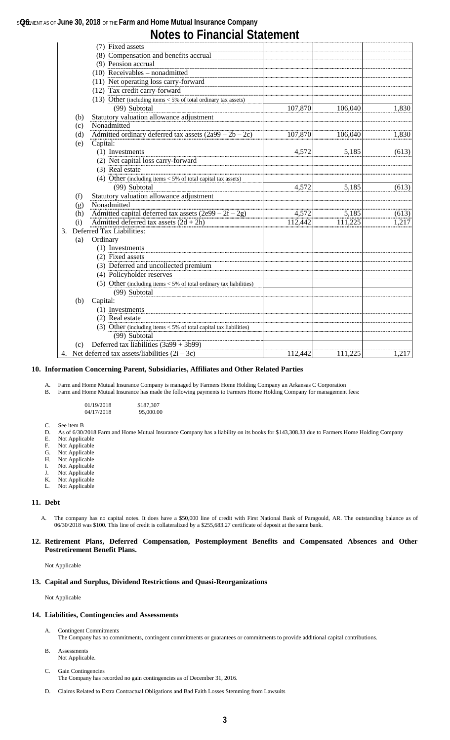## Notes to Financial Statement

| | | | | |
|---|---|---|---|---|
| | (7) Fixed assets | | | |
| | (8) Compensation and benefits accrual | | | |
| | (9) Pension accrual | | | |
| | (10) Receivables – nonadmitted | | | |
| | (11) Net operating loss carry-forward | | | |
| | (12) Tax credit carry-forward | | | |
| | (13) Other (including items < 5% of total ordinary tax assets) | | | |
| | (99) Subtotal | 107,870 | 106,040 | 1,830 |
| (b) | Statutory valuation allowance adjustment | | | |
| (c) | Nonadmitted | | | |
| (d) | Admitted ordinary deferred tax assets (2a99 – 2b – 2c) | 107,870 | 106,040 | 1,830 |
| (e) | Capital: | | | |
| | (1) Investments | 4,572 | 5,185 | (613) |
| | (2) Net capital loss carry-forward | | | |
| | (3) Real estate | | | |
| | (4) Other (including items < 5% of total capital tax assets) | | | |
| | (99) Subtotal | 4,572 | 5,185 | (613) |
| (f) | Statutory valuation allowance adjustment | | | |
| (g) | Nonadmitted | | | |
| (h) | Admitted capital deferred tax assets (2e99 – 2f – 2g) | 4,572 | 5,185 | (613) |
| (i) | Admitted deferred tax assets (2d + 2h) | 112,442 | 111,225 | 1,217 |
| 3. | Deferred Tax Liabilities: | | | |
| (a) | Ordinary | | | |
| | (1) Investments | | | |
| | (2) Fixed assets | | | |
| | (3) Deferred and uncollected premium | | | |
| | (4) Policyholder reserves | | | |
| | (5) Other (including items < 5% of total ordinary tax liabilities) | | | |
| | (99) Subtotal | | | |
| (b) | Capital: | | | |
| | (1) Investments | | | |
| | (2) Real estate | | | |
| | (3) Other (including items < 5% of total capital tax liabilities) | | | |
| | (99) Subtotal | | | |
| (c) | Deferred tax liabilities (3a99 + 3b99) | | | |
| 4. | Net deferred tax assets/liabilities (2i – 3c) | 112,442 | 111,225 | 1,217 |

### 10. Information Concerning Parent, Subsidiaries, Affiliates and Other Related Parties

A. Farm and Home Mutual Insurance Company is managed by Farmers Home Holding Company an Arkansas C Corporation
B. Farm and Home Mutual Insurance has made the following payments to Farmers Home Holding Company for management fees:

| | |
|---|---|
| 01/19/2018 | $187,307 |
| 04/17/2018 | 95,000.00 |

C. See item B
D. As of 6/30/2018 Farm and Home Mutual Insurance Company has a liability on its books for $143,308.33 due to Farmers Home Holding Company
E. Not Applicable
F. Not Applicable
G. Not Applicable
H. Not Applicable
I. Not Applicable
J. Not Applicable
K. Not Applicable
L. Not Applicable

### 11. Debt

A. The company has no capital notes. It does have a $50,000 line of credit with First National Bank of Paragould, AR. The outstanding balance as of 06/30/2018 was $100. This line of credit is collateralized by a $255,683.27 certificate of deposit at the same bank.

### 12. Retirement Plans, Deferred Compensation, Postemployment Benefits and Compensated Absences and Other Postretirement Benefit Plans.

Not Applicable

### 13. Capital and Surplus, Dividend Restrictions and Quasi-Reorganizations

Not Applicable

### 14. Liabilities, Contingencies and Assessments

A. Contingent Commitments
The Company has no commitments, contingent commitments or guarantees or commitments to provide additional capital contributions.

B. Assessments
Not Applicable.

C. Gain Contingencies
The Company has recorded no gain contingencies as of December 31, 2016.

D. Claims Related to Extra Contractual Obligations and Bad Faith Losses Stemming from Lawsuits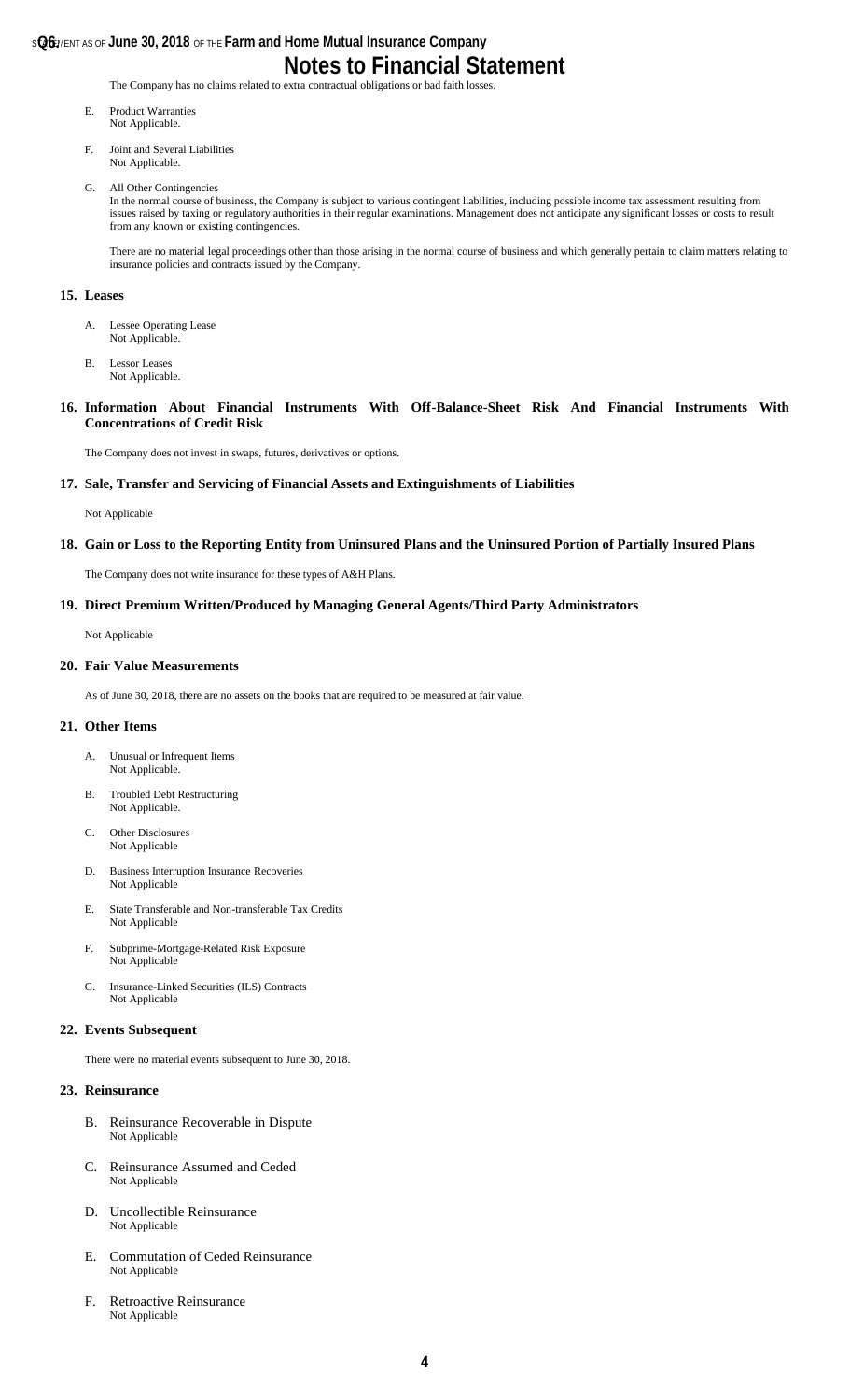# Notes to Financial Statement

The Company has no claims related to extra contractual obligations or bad faith losses.

E. Product Warranties
Not Applicable.

F. Joint and Several Liabilities
Not Applicable.

G. All Other Contingencies
In the normal course of business, the Company is subject to various contingent liabilities, including possible income tax assessment resulting from issues raised by taxing or regulatory authorities in their regular examinations. Management does not anticipate any significant losses or costs to result from any known or existing contingencies.

There are no material legal proceedings other than those arising in the normal course of business and which generally pertain to claim matters relating to insurance policies and contracts issued by the Company.

## 15. Leases

A. Lessee Operating Lease
Not Applicable.

B. Lessor Leases
Not Applicable.

## 16. Information About Financial Instruments With Off-Balance-Sheet Risk And Financial Instruments With Concentrations of Credit Risk

The Company does not invest in swaps, futures, derivatives or options.

## 17. Sale, Transfer and Servicing of Financial Assets and Extinguishments of Liabilities

Not Applicable

## 18. Gain or Loss to the Reporting Entity from Uninsured Plans and the Uninsured Portion of Partially Insured Plans

The Company does not write insurance for these types of A&H Plans.

## 19. Direct Premium Written/Produced by Managing General Agents/Third Party Administrators

Not Applicable

## 20. Fair Value Measurements

As of June 30, 2018, there are no assets on the books that are required to be measured at fair value.

## 21. Other Items

A. Unusual or Infrequent Items
Not Applicable.

B. Troubled Debt Restructuring
Not Applicable.

C. Other Disclosures
Not Applicable

D. Business Interruption Insurance Recoveries
Not Applicable

E. State Transferable and Non-transferable Tax Credits
Not Applicable

F. Subprime-Mortgage-Related Risk Exposure
Not Applicable

G. Insurance-Linked Securities (ILS) Contracts
Not Applicable

## 22. Events Subsequent

There were no material events subsequent to June 30, 2018.

## 23. Reinsurance

B. Reinsurance Recoverable in Dispute
Not Applicable

C. Reinsurance Assumed and Ceded
Not Applicable

D. Uncollectible Reinsurance
Not Applicable

E. Commutation of Ceded Reinsurance
Not Applicable

F. Retroactive Reinsurance
Not Applicable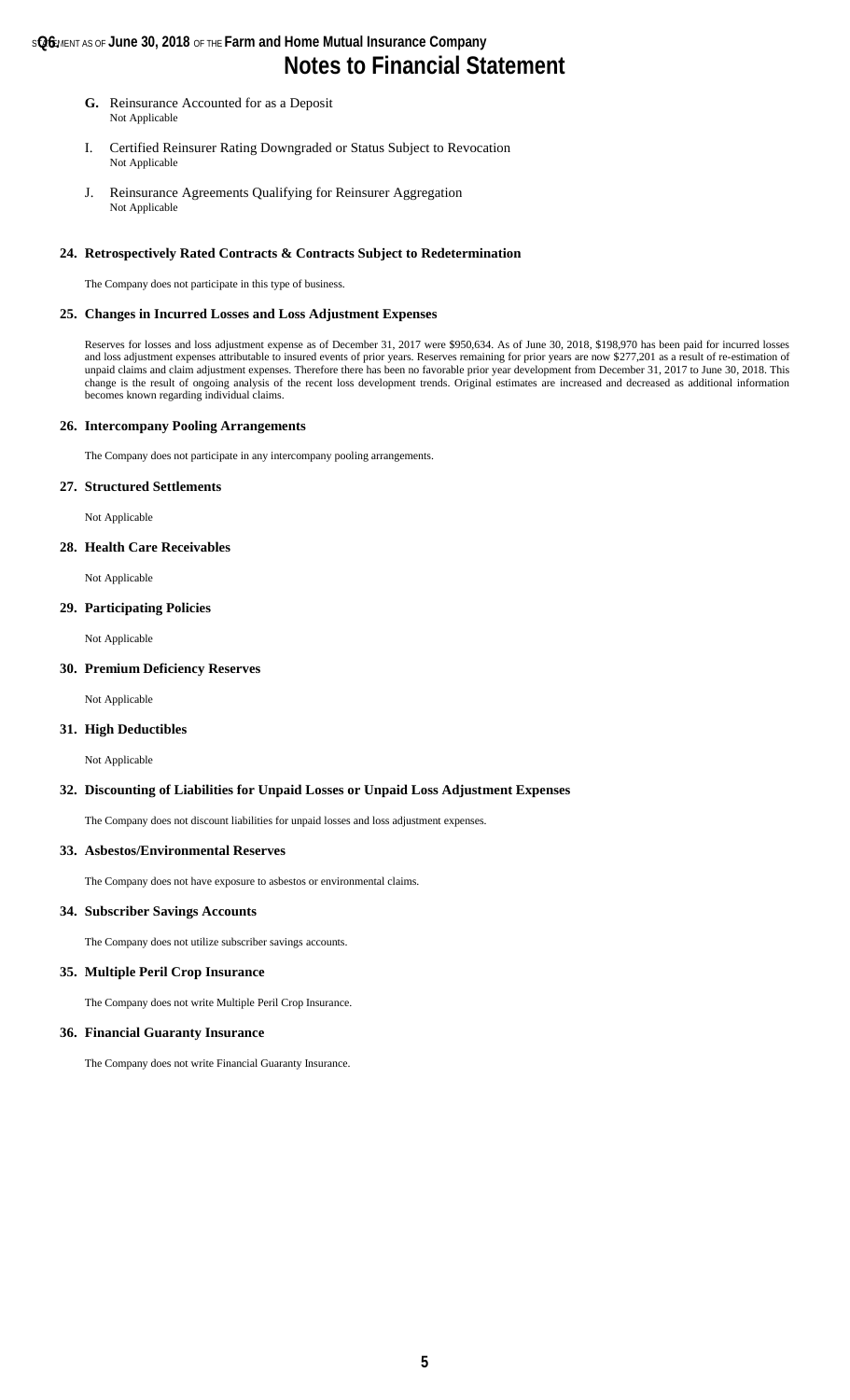# Notes to Financial Statement

**G.** Reinsurance Accounted for as a Deposit
Not Applicable

I. Certified Reinsurer Rating Downgraded or Status Subject to Revocation
Not Applicable

J. Reinsurance Agreements Qualifying for Reinsurer Aggregation
Not Applicable

### 24. Retrospectively Rated Contracts & Contracts Subject to Redetermination

The Company does not participate in this type of business.

### 25. Changes in Incurred Losses and Loss Adjustment Expenses

Reserves for losses and loss adjustment expense as of December 31, 2017 were $950,634. As of June 30, 2018, $198,970 has been paid for incurred losses and loss adjustment expenses attributable to insured events of prior years. Reserves remaining for prior years are now $277,201 as a result of re-estimation of unpaid claims and claim adjustment expenses. Therefore there has been no favorable prior year development from December 31, 2017 to June 30, 2018. This change is the result of ongoing analysis of the recent loss development trends. Original estimates are increased and decreased as additional information becomes known regarding individual claims.

### 26. Intercompany Pooling Arrangements

The Company does not participate in any intercompany pooling arrangements.

### 27. Structured Settlements

Not Applicable

### 28. Health Care Receivables

Not Applicable

### 29. Participating Policies

Not Applicable

### 30. Premium Deficiency Reserves

Not Applicable

### 31. High Deductibles

Not Applicable

### 32. Discounting of Liabilities for Unpaid Losses or Unpaid Loss Adjustment Expenses

The Company does not discount liabilities for unpaid losses and loss adjustment expenses.

### 33. Asbestos/Environmental Reserves

The Company does not have exposure to asbestos or environmental claims.

### 34. Subscriber Savings Accounts

The Company does not utilize subscriber savings accounts.

### 35. Multiple Peril Crop Insurance

The Company does not write Multiple Peril Crop Insurance.

### 36. Financial Guaranty Insurance

The Company does not write Financial Guaranty Insurance.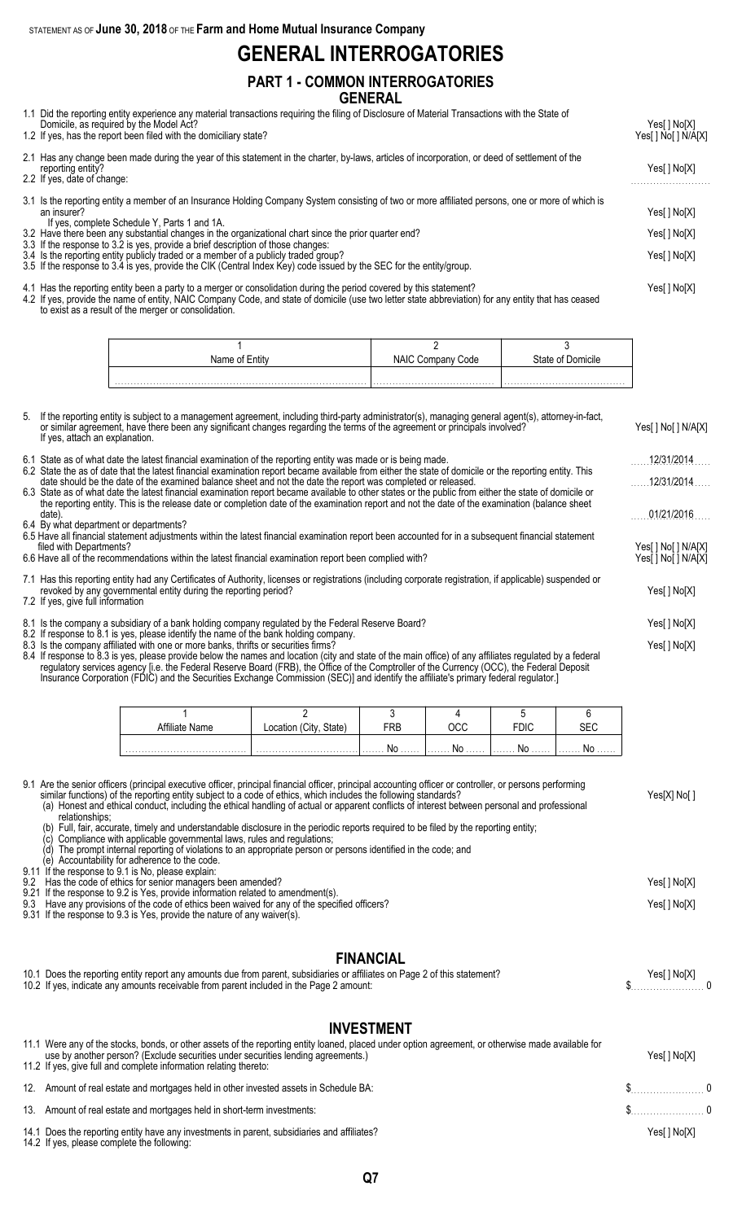STATEMENT AS OF **June 30, 2018** OF THE **Farm and Home Mutual Insurance Company**

# GENERAL INTERROGATORIES

## PART 1 - COMMON INTERROGATORIES

### GENERAL

1.1 Did the reporting entity experience any material transactions requiring the filing of Disclosure of Material Transactions with the State of Domicile, as required by the Model Act? Yes[ ] No[X]

1.2 If yes, has the report been filed with the domiciliary state? Yes[ ] No[ ] N/A[X]

2.1 Has any change been made during the year of this statement in the charter, by-laws, articles of incorporation, or deed of settlement of the reporting entity? Yes[ ] No[X]

2.2 If yes, date of change:

3.1 Is the reporting entity a member of an Insurance Holding Company System consisting of two or more affiliated persons, one or more of which is an insurer? Yes[ ] No[X]
If yes, complete Schedule Y, Parts 1 and 1A.

3.2 Have there been any substantial changes in the organizational chart since the prior quarter end? Yes[ ] No[X]

3.3 If the response to 3.2 is yes, provide a brief description of those changes:

3.4 Is the reporting entity publicly traded or a member of a publicly traded group? Yes[ ] No[X]

3.5 If the response to 3.4 is yes, provide the CIK (Central Index Key) code issued by the SEC for the entity/group.

4.1 Has the reporting entity been a party to a merger or consolidation during the period covered by this statement? Yes[ ] No[X]

4.2 If yes, provide the name of entity, NAIC Company Code, and state of domicile (use two letter state abbreviation) for any entity that has ceased to exist as a result of the merger or consolidation.

| 1<br>Name of Entity | 2<br>NAIC Company Code | 3<br>State of Domicile |
|---|---|---|
| | | |

5. If the reporting entity is subject to a management agreement, including third-party administrator(s), managing general agent(s), attorney-in-fact, or similar agreement, have there been any significant changes regarding the terms of the agreement or principals involved? Yes[ ] No[ ] N/A[X]
If yes, attach an explanation.

6.1 State as of what date the latest financial examination of the reporting entity was made or is being made. 12/31/2014

6.2 State the as of date that the latest financial examination report became available from either the state of domicile or the reporting entity. This date should be the date of the examined balance sheet and not the date the report was completed or released. 12/31/2014

6.3 State as of what date the latest financial examination report became available to other states or the public from either the state of domicile or the reporting entity. This is the release date or completion date of the examination report and not the date of the examination (balance sheet date). 01/21/2016

6.4 By what department or departments?

6.5 Have all financial statement adjustments within the latest financial examination report been accounted for in a subsequent financial statement filed with Departments? Yes[ ] No[ ] N/A[X]

6.6 Have all of the recommendations within the latest financial examination report been complied with? Yes[ ] No[ ] N/A[X]

7.1 Has this reporting entity had any Certificates of Authority, licenses or registrations (including corporate registration, if applicable) suspended or revoked by any governmental entity during the reporting period? Yes[ ] No[X]

7.2 If yes, give full information

8.1 Is the company a subsidiary of a bank holding company regulated by the Federal Reserve Board? Yes[ ] No[X]

8.2 If response to 8.1 is yes, please identify the name of the bank holding company.

8.3 Is the company affiliated with one or more banks, thrifts or securities firms? Yes[ ] No[X]

8.4 If response to 8.3 is yes, please provide below the names and location (city and state of the main office) of any affiliates regulated by a federal regulatory services agency [i.e. the Federal Reserve Board (FRB), the Office of the Comptroller of the Currency (OCC), the Federal Deposit Insurance Corporation (FDIC) and the Securities Exchange Commission (SEC)] and identify the affiliate's primary federal regulator.]

| 1<br>Affiliate Name | 2<br>Location (City, State) | 3<br>FRB | 4<br>OCC | 5<br>FDIC | 6<br>SEC |
|---|---|---|---|---|---|
| | | No | No | No | No |

9.1 Are the senior officers (principal executive officer, principal financial officer, principal accounting officer or controller, or persons performing similar functions) of the reporting entity subject to a code of ethics, which includes the following standards? Yes[X] No[ ]
(a) Honest and ethical conduct, including the ethical handling of actual or apparent conflicts of interest between personal and professional relationships;
(b) Full, fair, accurate, timely and understandable disclosure in the periodic reports required to be filed by the reporting entity;
(c) Compliance with applicable governmental laws, rules and regulations;
(d) The prompt internal reporting of violations to an appropriate person or persons identified in the code; and
(e) Accountability for adherence to the code.

9.11 If the response to 9.1 is No, please explain:

9.2 Has the code of ethics for senior managers been amended? Yes[ ] No[X]

9.21 If the response to 9.2 is Yes, provide information related to amendment(s).

9.3 Have any provisions of the code of ethics been waived for any of the specified officers? Yes[ ] No[X]

9.31 If the response to 9.3 is Yes, provide the nature of any waiver(s).

### FINANCIAL

10.1 Does the reporting entity report any amounts due from parent, subsidiaries or affiliates on Page 2 of this statement? Yes[ ] No[X]

10.2 If yes, indicate any amounts receivable from parent included in the Page 2 amount: $ 0

### INVESTMENT

11.1 Were any of the stocks, bonds, or other assets of the reporting entity loaned, placed under option agreement, or otherwise made available for use by another person? (Exclude securities under securities lending agreements.) Yes[ ] No[X]

11.2 If yes, give full and complete information relating thereto:

12. Amount of real estate and mortgages held in other invested assets in Schedule BA: $ 0

13. Amount of real estate and mortgages held in short-term investments: $ 0

14.1 Does the reporting entity have any investments in parent, subsidiaries and affiliates? Yes[ ] No[X]

14.2 If yes, please complete the following: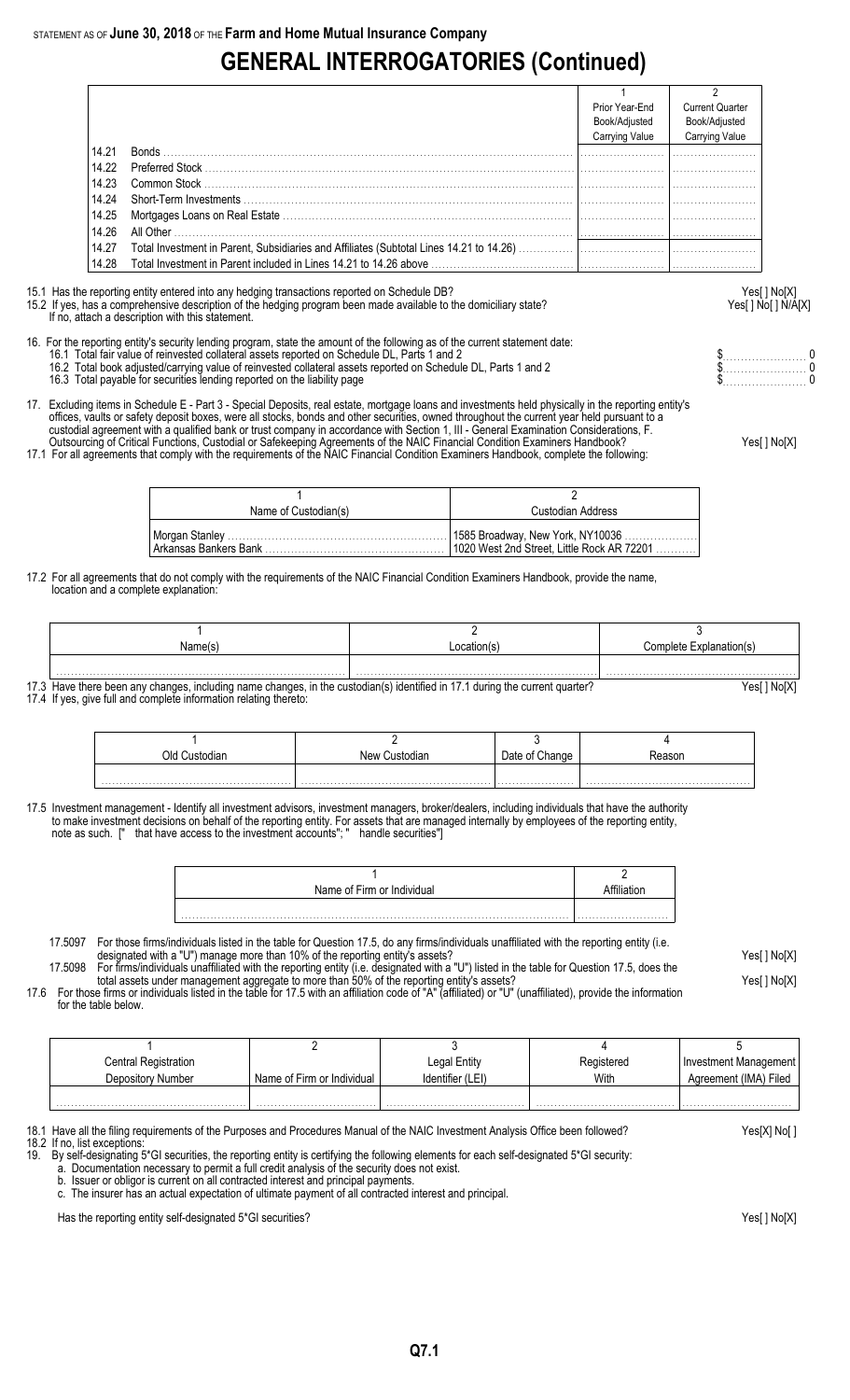STATEMENT AS OF **June 30, 2018** OF THE **Farm and Home Mutual Insurance Company**

# GENERAL INTERROGATORIES (Continued)

| | | 1<br>Prior Year-End<br>Book/Adjusted<br>Carrying Value | 2<br>Current Quarter<br>Book/Adjusted<br>Carrying Value |
|---|---|---|---|
| 14.21 | Bonds | | |
| 14.22 | Preferred Stock | | |
| 14.23 | Common Stock | | |
| 14.24 | Short-Term Investments | | |
| 14.25 | Mortgages Loans on Real Estate | | |
| 14.26 | All Other | | |
| 14.27 | Total Investment in Parent, Subsidiaries and Affiliates (Subtotal Lines 14.21 to 14.26) | | |
| 14.28 | Total Investment in Parent included in Lines 14.21 to 14.26 above | | |

15.1 Has the reporting entity entered into any hedging transactions reported on Schedule DB? Yes[ ] No[X]

15.2 If yes, has a comprehensive description of the hedging program been made available to the domiciliary state? Yes[ ] No[ ] N/A[X]
If no, attach a description with this statement.

16. For the reporting entity's security lending program, state the amount of the following as of the current statement date:
- 16.1 Total fair value of reinvested collateral assets reported on Schedule DL, Parts 1 and 2 $ 0
- 16.2 Total book adjusted/carrying value of reinvested collateral assets reported on Schedule DL, Parts 1 and 2 $ 0
- 16.3 Total payable for securities lending reported on the liability page $ 0

17. Excluding items in Schedule E - Part 3 - Special Deposits, real estate, mortgage loans and investments held physically in the reporting entity's offices, vaults or safety deposit boxes, were all stocks, bonds and other securities, owned throughout the current year held pursuant to a custodial agreement with a qualified bank or trust company in accordance with Section 1, III - General Examination Considerations, F. Outsourcing of Critical Functions, Custodial or Safekeeping Agreements of the NAIC Financial Condition Examiners Handbook? Yes[ ] No[X]

17.1 For all agreements that comply with the requirements of the NAIC Financial Condition Examiners Handbook, complete the following:

| 1<br>Name of Custodian(s) | 2<br>Custodian Address |
|---|---|
| Morgan Stanley | 1585 Broadway, New York, NY10036 |
| Arkansas Bankers Bank | 1020 West 2nd Street, Little Rock AR 72201 |

17.2 For all agreements that do not comply with the requirements of the NAIC Financial Condition Examiners Handbook, provide the name, location and a complete explanation:

| 1<br>Name(s) | 2<br>Location(s) | 3<br>Complete Explanation(s) |
|---|---|---|
| | | |

17.3 Have there been any changes, including name changes, in the custodian(s) identified in 17.1 during the current quarter? Yes[ ] No[X]

17.4 If yes, give full and complete information relating thereto:

| 1<br>Old Custodian | 2<br>New Custodian | 3<br>Date of Change | 4<br>Reason |
|---|---|---|---|
| | | | |

17.5 Investment management - Identify all investment advisors, investment managers, broker/dealers, including individuals that have the authority to make investment decisions on behalf of the reporting entity. For assets that are managed internally by employees of the reporting entity, note as such. [" that have access to the investment accounts"; " handle securities"]

| 1<br>Name of Firm or Individual | 2<br>Affiliation |
|---|---|
| | |

17.5097 For those firms/individuals listed in the table for Question 17.5, do any firms/individuals unaffiliated with the reporting entity (i.e. designated with a "U") manage more than 10% of the reporting entity's assets? Yes[ ] No[X]

17.5098 For firms/individuals unaffiliated with the reporting entity (i.e. designated with a "U") listed in the table for Question 17.5, does the total assets under management aggregate to more than 50% of the reporting entity's assets? Yes[ ] No[X]

17.6 For those firms or individuals listed in the table for 17.5 with an affiliation code of "A" (affiliated) or "U" (unaffiliated), provide the information for the table below.

| 1<br>Central Registration<br>Depository Number | 2<br>Name of Firm or Individual | 3<br>Legal Entity<br>Identifier (LEI) | 4<br>Registered<br>With | 5<br>Investment Management<br>Agreement (IMA) Filed |
|---|---|---|---|---|
| | | | | |

18.1 Have all the filing requirements of the Purposes and Procedures Manual of the NAIC Investment Analysis Office been followed? Yes[X] No[ ]

18.2 If no, list exceptions:

19. By self-designating 5*GI securities, the reporting entity is certifying the following elements for each self-designated 5*GI security:
  a. Documentation necessary to permit a full credit analysis of the security does not exist.
  b. Issuer or obligor is current on all contracted interest and principal payments.
  c. The insurer has an actual expectation of ultimate payment of all contracted interest and principal.

Has the reporting entity self-designated 5*GI securities? Yes[ ] No[X]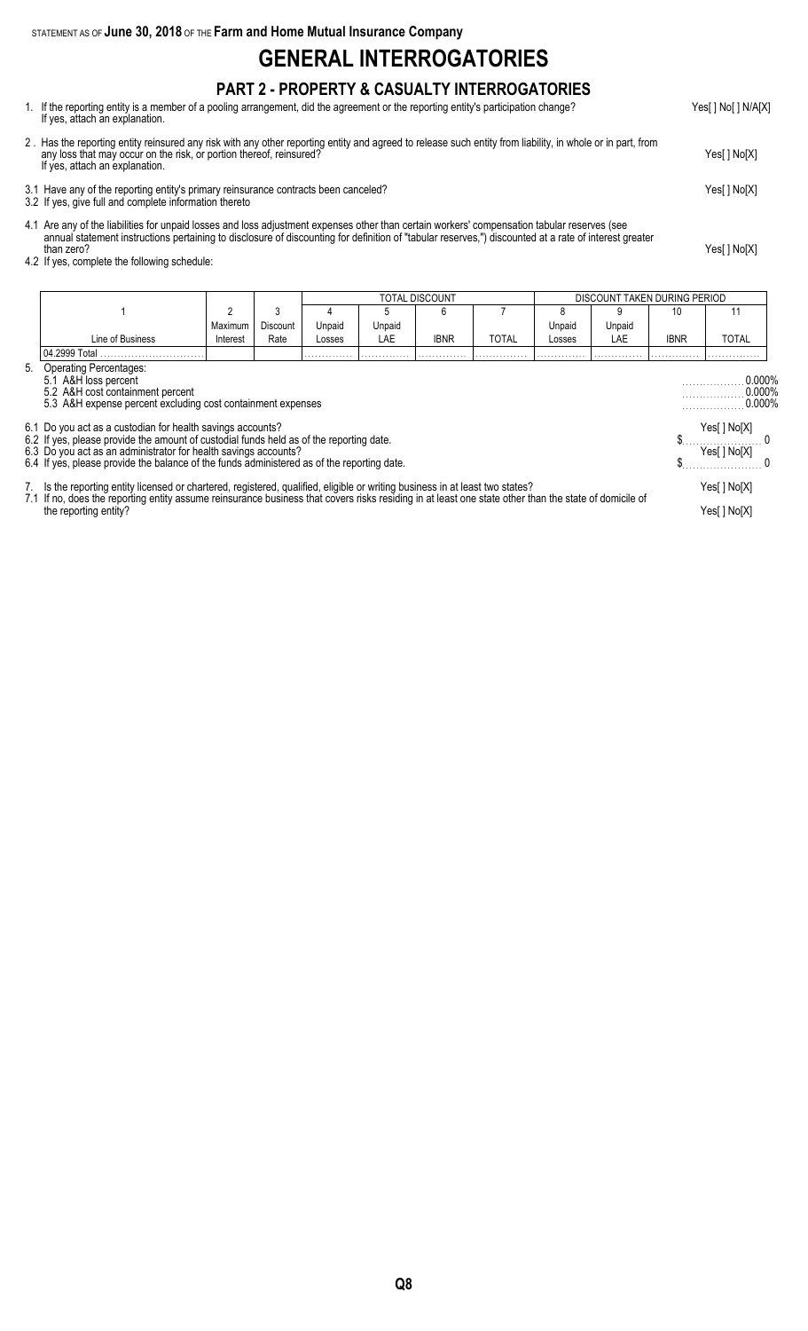STATEMENT AS OF **June 30, 2018** OF THE **Farm and Home Mutual Insurance Company**

# GENERAL INTERROGATORIES

## PART 2 - PROPERTY & CASUALTY INTERROGATORIES

1. If the reporting entity is a member of a pooling arrangement, did the agreement or the reporting entity's participation change? Yes[ ] No[ ] N/A[X]
   If yes, attach an explanation.

2 . Has the reporting entity reinsured any risk with any other reporting entity and agreed to release such entity from liability, in whole or in part, from any loss that may occur on the risk, or portion thereof, reinsured? Yes[ ] No[X]
   If yes, attach an explanation.

3.1 Have any of the reporting entity's primary reinsurance contracts been canceled? Yes[ ] No[X]

3.2 If yes, give full and complete information thereto

4.1 Are any of the liabilities for unpaid losses and loss adjustment expenses other than certain workers' compensation tabular reserves (see annual statement instructions pertaining to disclosure of discounting for definition of "tabular reserves,") discounted at a rate of interest greater than zero? Yes[ ] No[X]

4.2 If yes, complete the following schedule:

| | | | TOTAL DISCOUNT | | | | DISCOUNT TAKEN DURING PERIOD | | | |
|---|---|---|---|---|---|---|---|---|---|---|
| 1 | 2 | 3 | 4 | 5 | 6 | 7 | 8 | 9 | 10 | 11 |
| Line of Business | Maximum Interest | Discount Rate | Unpaid Losses | Unpaid LAE | IBNR | TOTAL | Unpaid Losses | Unpaid LAE | IBNR | TOTAL |
| 04.2999 Total | | | | | | | | | | |

5. Operating Percentages:
   - 5.1 A&H loss percent 0.000%
   - 5.2 A&H cost containment percent 0.000%
   - 5.3 A&H expense percent excluding cost containment expenses 0.000%

6.1 Do you act as a custodian for health savings accounts? Yes[ ] No[X]

6.2 If yes, please provide the amount of custodial funds held as of the reporting date. $ 0

6.3 Do you act as an administrator for health savings accounts? Yes[ ] No[X]

6.4 If yes, please provide the balance of the funds administered as of the reporting date. $ 0

7. Is the reporting entity licensed or chartered, registered, qualified, eligible or writing business in at least two states? Yes[ ] No[X]

7.1 If no, does the reporting entity assume reinsurance business that covers risks residing in at least one state other than the state of domicile of the reporting entity? Yes[ ] No[X]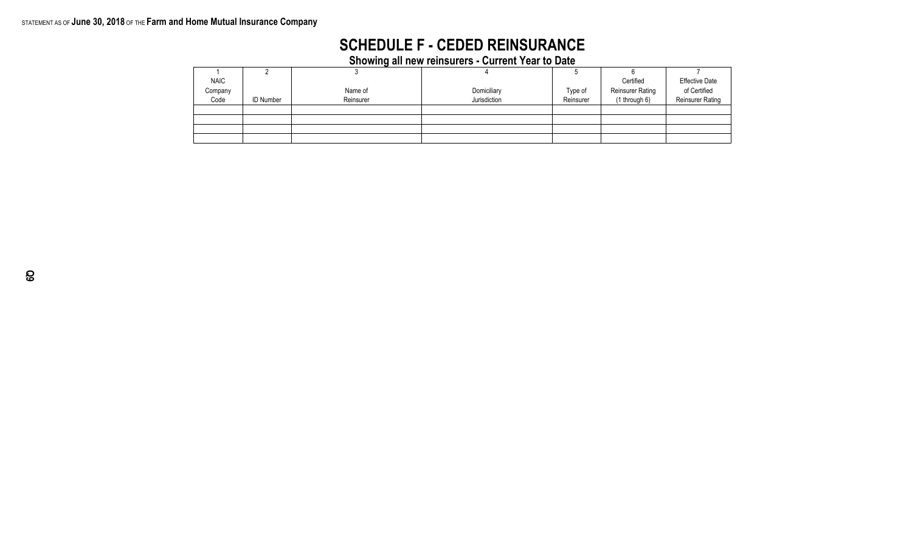STATEMENT AS OF **June 30, 2018** OF THE **Farm and Home Mutual Insurance Company**

# SCHEDULE F - CEDED REINSURANCE

## Showing all new reinsurers - Current Year to Date

| 1<br>NAIC Company Code | 2<br>ID Number | 3<br>Name of Reinsurer | 4<br>Domiciliary Jurisdiction | 5<br>Type of Reinsurer | 6<br>Certified Reinsurer Rating (1 through 6) | 7<br>Effective Date of Certified Reinsurer Rating |
|---|---|---|---|---|---|---|
| | | | | | | |
| | | | | | | |
| | | | | | | |
| | | | | | | |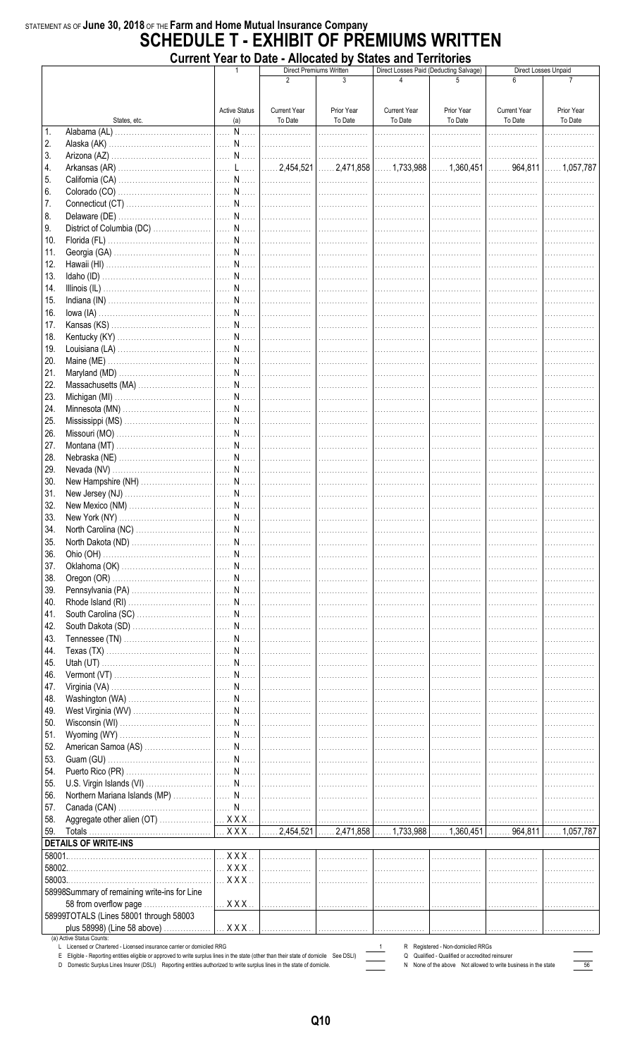STATEMENT AS OF **June 30, 2018** OF THE **Farm and Home Mutual Insurance Company**

# SCHEDULE T - EXHIBIT OF PREMIUMS WRITTEN

## Current Year to Date - Allocated by States and Territories

| | | 1 | Direct Premiums Written | | Direct Losses Paid (Deducting Salvage) | | Direct Losses Unpaid | |
|---|---|---|---|---|---|---|---|---|
| | | | 2 | 3 | 4 | 5 | 6 | 7 |
| | States, etc. | Active Status (a) | Current Year To Date | Prior Year To Date | Current Year To Date | Prior Year To Date | Current Year To Date | Prior Year To Date |
| 1. | Alabama (AL) | N | | | | | | |
| 2. | Alaska (AK) | N | | | | | | |
| 3. | Arizona (AZ) | N | | | | | | |
| 4. | Arkansas (AR) | L | 2,454,521 | 2,471,858 | 1,733,988 | 1,360,451 | 964,811 | 1,057,787 |
| 5. | California (CA) | N | | | | | | |
| 6. | Colorado (CO) | N | | | | | | |
| 7. | Connecticut (CT) | N | | | | | | |
| 8. | Delaware (DE) | N | | | | | | |
| 9. | District of Columbia (DC) | N | | | | | | |
| 10. | Florida (FL) | N | | | | | | |
| 11. | Georgia (GA) | N | | | | | | |
| 12. | Hawaii (HI) | N | | | | | | |
| 13. | Idaho (ID) | N | | | | | | |
| 14. | Illinois (IL) | N | | | | | | |
| 15. | Indiana (IN) | N | | | | | | |
| 16. | Iowa (IA) | N | | | | | | |
| 17. | Kansas (KS) | N | | | | | | |
| 18. | Kentucky (KY) | N | | | | | | |
| 19. | Louisiana (LA) | N | | | | | | |
| 20. | Maine (ME) | N | | | | | | |
| 21. | Maryland (MD) | N | | | | | | |
| 22. | Massachusetts (MA) | N | | | | | | |
| 23. | Michigan (MI) | N | | | | | | |
| 24. | Minnesota (MN) | N | | | | | | |
| 25. | Mississippi (MS) | N | | | | | | |
| 26. | Missouri (MO) | N | | | | | | |
| 27. | Montana (MT) | N | | | | | | |
| 28. | Nebraska (NE) | N | | | | | | |
| 29. | Nevada (NV) | N | | | | | | |
| 30. | New Hampshire (NH) | N | | | | | | |
| 31. | New Jersey (NJ) | N | | | | | | |
| 32. | New Mexico (NM) | N | | | | | | |
| 33. | New York (NY) | N | | | | | | |
| 34. | North Carolina (NC) | N | | | | | | |
| 35. | North Dakota (ND) | N | | | | | | |
| 36. | Ohio (OH) | N | | | | | | |
| 37. | Oklahoma (OK) | N | | | | | | |
| 38. | Oregon (OR) | N | | | | | | |
| 39. | Pennsylvania (PA) | N | | | | | | |
| 40. | Rhode Island (RI) | N | | | | | | |
| 41. | South Carolina (SC) | N | | | | | | |
| 42. | South Dakota (SD) | N | | | | | | |
| 43. | Tennessee (TN) | N | | | | | | |
| 44. | Texas (TX) | N | | | | | | |
| 45. | Utah (UT) | N | | | | | | |
| 46. | Vermont (VT) | N | | | | | | |
| 47. | Virginia (VA) | N | | | | | | |
| 48. | Washington (WA) | N | | | | | | |
| 49. | West Virginia (WV) | N | | | | | | |
| 50. | Wisconsin (WI) | N | | | | | | |
| 51. | Wyoming (WY) | N | | | | | | |
| 52. | American Samoa (AS) | N | | | | | | |
| 53. | Guam (GU) | N | | | | | | |
| 54. | Puerto Rico (PR) | N | | | | | | |
| 55. | U.S. Virgin Islands (VI) | N | | | | | | |
| 56. | Northern Mariana Islands (MP) | N | | | | | | |
| 57. | Canada (CAN) | N | | | | | | |
| 58. | Aggregate other alien (OT) | XXX | | | | | | |
| 59. | Totals | XXX | 2,454,521 | 2,471,858 | 1,733,988 | 1,360,451 | 964,811 | 1,057,787 |
| | **DETAILS OF WRITE-INS** | | | | | | | |
| 58001. | | XXX | | | | | | |
| 58002. | | XXX | | | | | | |
| 58003. | | XXX | | | | | | |
| 58998. | Summary of remaining write-ins for Line 58 from overflow page | XXX | | | | | | |
| 58999. | TOTALS (Lines 58001 through 58003 plus 58998) (Line 58 above) | XXX | | | | | | |

(a) Active Status Counts:

L Licensed or Chartered - Licensed insurance carrier or domiciled RRG ..... 1

R Registered - Non-domiciled RRGs .....

E Eligible - Reporting entities eligible or approved to write surplus lines in the state (other than their state of domicile See DSLI) .....

Q Qualified - Qualified or accredited reinsurer .....

D Domestic Surplus Lines Insurer (DSLI) Reporting entities authorized to write surplus lines in the state of domicile. .....

N None of the above Not allowed to write business in the state ..... 56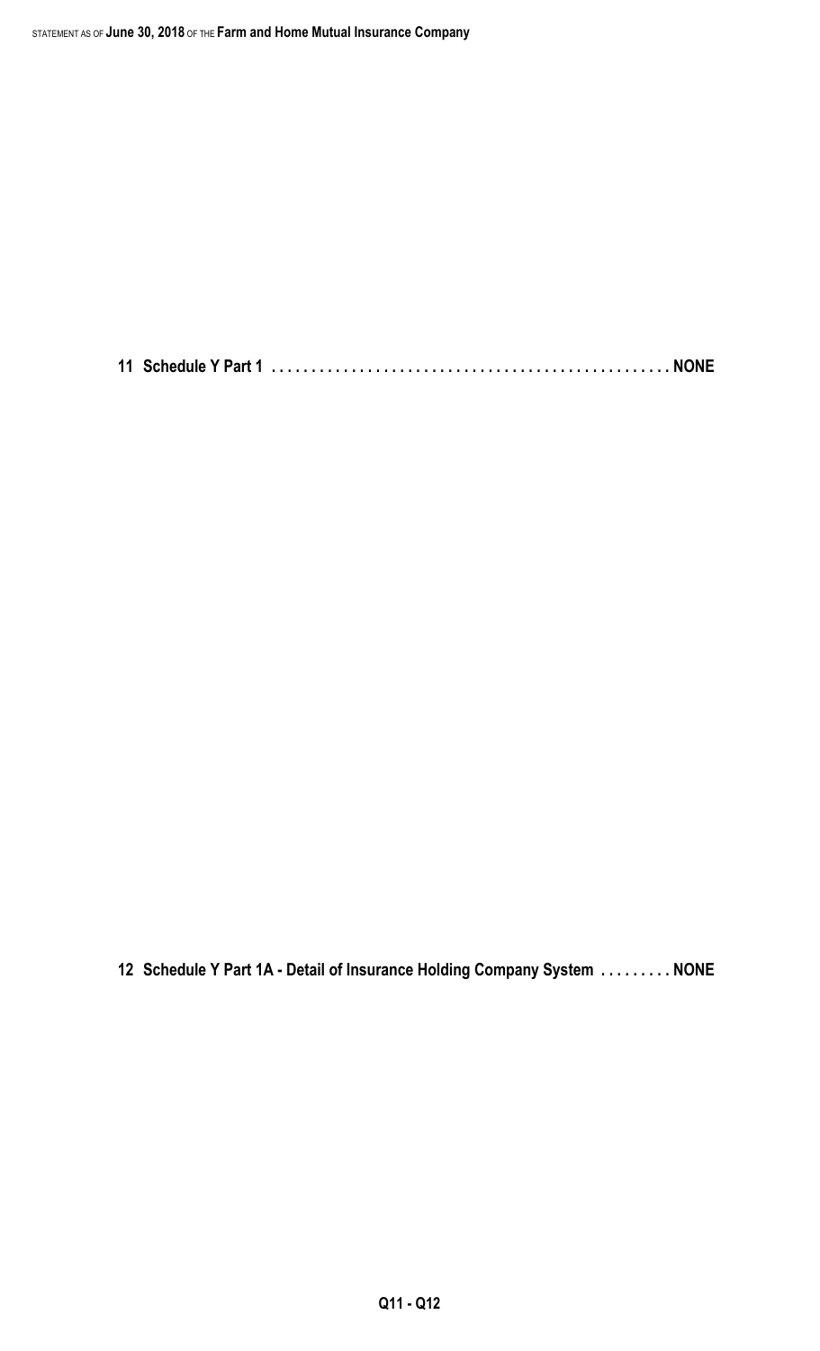**11 Schedule Y Part 1 . . . . . . . . . . . . . . . . . . . . . . . . . . . . . . . . . . . . . . . . . . . . . . . . NONE**

**12 Schedule Y Part 1A - Detail of Insurance Holding Company System . . . . . . . . . NONE**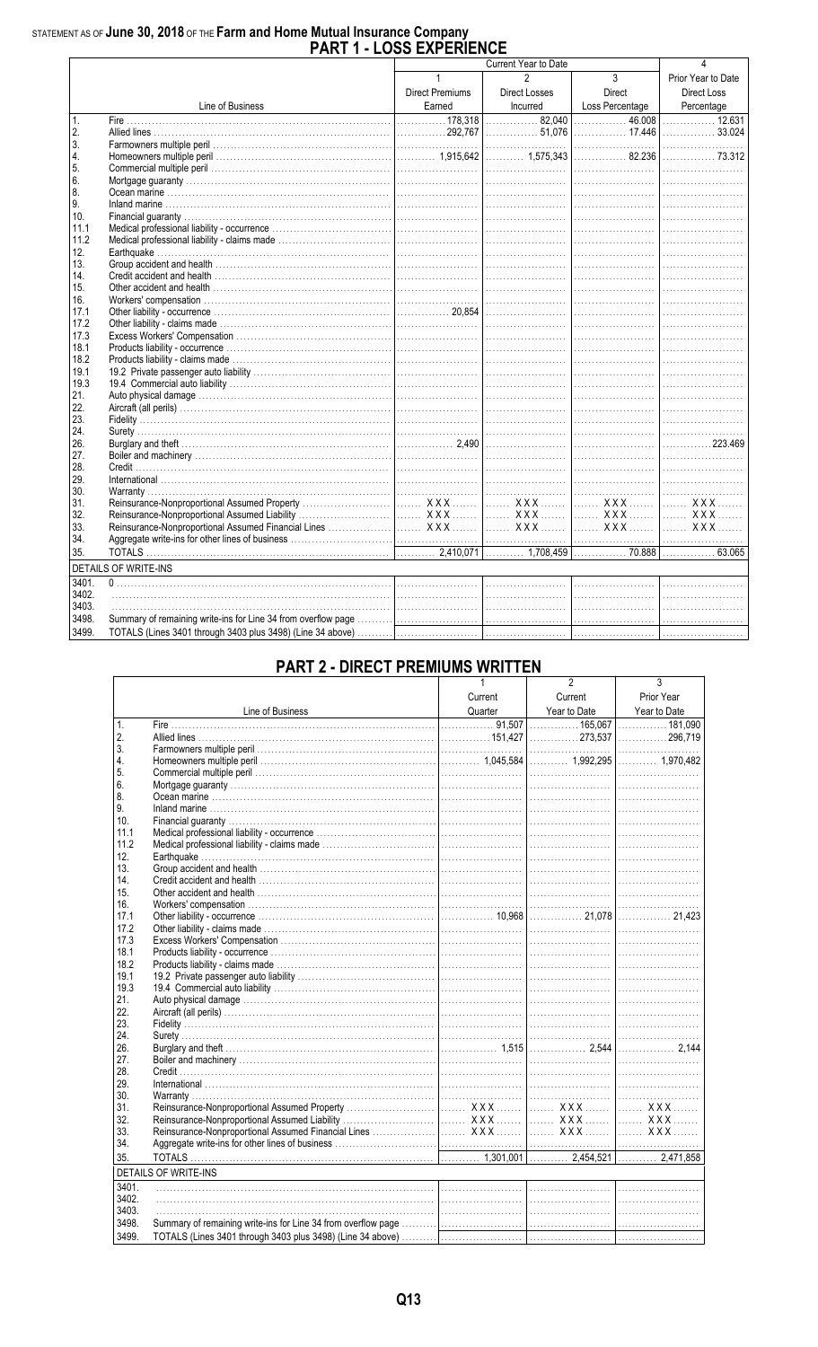STATEMENT AS OF **June 30, 2018** OF THE **Farm and Home Mutual Insurance Company**

# PART 1 - LOSS EXPERIENCE

| | Line of Business | Current Year to Date 1 Direct Premiums Earned | 2 Direct Losses Incurred | 3 Direct Loss Percentage | 4 Prior Year to Date Direct Loss Percentage |
|---|---|---|---|---|---|
| 1. | Fire | 178,318 | 82,040 | 46.008 | 12.631 |
| 2. | Allied lines | 292,767 | 51,076 | 17.446 | 33.024 |
| 3. | Farmowners multiple peril | | | | |
| 4. | Homeowners multiple peril | 1,915,642 | 1,575,343 | 82.236 | 73.312 |
| 5. | Commercial multiple peril | | | | |
| 6. | Mortgage guaranty | | | | |
| 8. | Ocean marine | | | | |
| 9. | Inland marine | | | | |
| 10. | Financial guaranty | | | | |
| 11.1 | Medical professional liability - occurrence | | | | |
| 11.2 | Medical professional liability - claims made | | | | |
| 12. | Earthquake | | | | |
| 13. | Group accident and health | | | | |
| 14. | Credit accident and health | | | | |
| 15. | Other accident and health | | | | |
| 16. | Workers' compensation | | | | |
| 17.1 | Other liability - occurrence | 20,854 | | | |
| 17.2 | Other liability - claims made | | | | |
| 17.3 | Excess Workers' Compensation | | | | |
| 18.1 | Products liability - occurrence | | | | |
| 18.2 | Products liability - claims made | | | | |
| 19.1 | 19.2 Private passenger auto liability | | | | |
| 19.3 | 19.4 Commercial auto liability | | | | |
| 21. | Auto physical damage | | | | |
| 22. | Aircraft (all perils) | | | | |
| 23. | Fidelity | | | | |
| 24. | Surety | | | | |
| 26. | Burglary and theft | 2,490 | | | 223.469 |
| 27. | Boiler and machinery | | | | |
| 28. | Credit | | | | |
| 29. | International | | | | |
| 30. | Warranty | | | | |
| 31. | Reinsurance-Nonproportional Assumed Property | XXX | XXX | XXX | XXX |
| 32. | Reinsurance-Nonproportional Assumed Liability | XXX | XXX | XXX | XXX |
| 33. | Reinsurance-Nonproportional Assumed Financial Lines | XXX | XXX | XXX | XXX |
| 34. | Aggregate write-ins for other lines of business | | | | |
| 35. | TOTALS | 2,410,071 | 1,708,459 | 70.888 | 63.065 |
| | **DETAILS OF WRITE-INS** | | | | |
| 3401. | 0 | | | | |
| 3402. | | | | | |
| 3403. | | | | | |
| 3498. | Summary of remaining write-ins for Line 34 from overflow page | | | | |
| 3499. | TOTALS (Lines 3401 through 3403 plus 3498) (Line 34 above) | | | | |

# PART 2 - DIRECT PREMIUMS WRITTEN

| | Line of Business | 1 Current Quarter | 2 Current Year to Date | 3 Prior Year Year to Date |
|---|---|---|---|---|
| 1. | Fire | 91,507 | 165,067 | 181,090 |
| 2. | Allied lines | 151,427 | 273,537 | 296,719 |
| 3. | Farmowners multiple peril | | | |
| 4. | Homeowners multiple peril | 1,045,584 | 1,992,295 | 1,970,482 |
| 5. | Commercial multiple peril | | | |
| 6. | Mortgage guaranty | | | |
| 8. | Ocean marine | | | |
| 9. | Inland marine | | | |
| 10. | Financial guaranty | | | |
| 11.1 | Medical professional liability - occurrence | | | |
| 11.2 | Medical professional liability - claims made | | | |
| 12. | Earthquake | | | |
| 13. | Group accident and health | | | |
| 14. | Credit accident and health | | | |
| 15. | Other accident and health | | | |
| 16. | Workers' compensation | | | |
| 17.1 | Other liability - occurrence | 10,968 | 21,078 | 21,423 |
| 17.2 | Other liability - claims made | | | |
| 17.3 | Excess Workers' Compensation | | | |
| 18.1 | Products liability - occurrence | | | |
| 18.2 | Products liability - claims made | | | |
| 19.1 | 19.2 Private passenger auto liability | | | |
| 19.3 | 19.4 Commercial auto liability | | | |
| 21. | Auto physical damage | | | |
| 22. | Aircraft (all perils) | | | |
| 23. | Fidelity | | | |
| 24. | Surety | | | |
| 26. | Burglary and theft | 1,515 | 2,544 | 2,144 |
| 27. | Boiler and machinery | | | |
| 28. | Credit | | | |
| 29. | International | | | |
| 30. | Warranty | | | |
| 31. | Reinsurance-Nonproportional Assumed Property | XXX | XXX | XXX |
| 32. | Reinsurance-Nonproportional Assumed Liability | XXX | XXX | XXX |
| 33. | Reinsurance-Nonproportional Assumed Financial Lines | XXX | XXX | XXX |
| 34. | Aggregate write-ins for other lines of business | | | |
| 35. | TOTALS | 1,301,001 | 2,454,521 | 2,471,858 |
| | **DETAILS OF WRITE-INS** | | | |
| 3401. | | | | |
| 3402. | | | | |
| 3403. | | | | |
| 3498. | Summary of remaining write-ins for Line 34 from overflow page | | | |
| 3499. | TOTALS (Lines 3401 through 3403 plus 3498) (Line 34 above) | | | |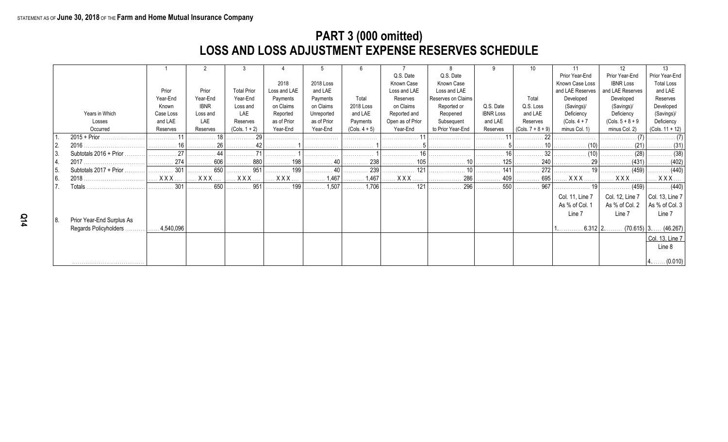STATEMENT AS OF **June 30, 2018** OF THE **Farm and Home Mutual Insurance Company**

# PART 3 (000 omitted)
# LOSS AND LOSS ADJUSTMENT EXPENSE RESERVES SCHEDULE

| | Years in Which Losses Occurred | 1 Prior Year-End Known Case Loss and LAE Reserves | 2 Prior Year-End IBNR Loss and LAE Reserves | 3 Total Prior Year-End Loss and LAE Reserves (Cols. 1 + 2) | 4 2018 Loss and LAE Payments on Claims Reported as of Prior Year-End | 5 2018 Loss and LAE Payments on Claims Unreported as of Prior Year-End | 6 Total 2018 Loss and LAE Payments (Cols. 4 + 5) | 7 Q.S. Date Known Case Loss and LAE Reserves on Claims Reported and Open as of Prior Year-End | 8 Q.S. Date Known Case Loss and LAE Reserves on Claims Reported or Reopened Subsequent to Prior Year-End | 9 Q.S. Date IBNR Loss and LAE Reserves | 10 Total Q.S. Loss and LAE Reserves (Cols. 7 + 8 + 9) | 11 Prior Year-End Known Case Loss and LAE Reserves Developed (Savings)/ Deficiency (Cols. 4 + 7 minus Col. 1) | 12 Prior Year-End IBNR Loss and LAE Reserves Developed (Savings)/ Deficiency (Cols. 5 + 8 + 9 minus Col. 2) | 13 Prior Year-End Total Loss and LAE Reserves Developed (Savings)/ Deficiency (Cols. 11 + 12) |
|---|---|---|---|---|---|---|---|---|---|---|---|---|---|---|
| 1. | 2015 + Prior | 11 | 18 | 29 | | | | 11 | | 11 | 22 | | (7) | (7) |
| 2. | 2016 | 16 | 26 | 42 | 1 | | 1 | 5 | | 5 | 10 | (10) | (21) | (31) |
| 3. | Subtotals 2016 + Prior | 27 | 44 | 71 | 1 | | 1 | 16 | | 16 | 32 | (10) | (28) | (38) |
| 4. | 2017 | 274 | 606 | 880 | 198 | 40 | 238 | 105 | 10 | 125 | 240 | 29 | (431) | (402) |
| 5. | Subtotals 2017 + Prior | 301 | 650 | 951 | 199 | 40 | 239 | 121 | 10 | 141 | 272 | 19 | (459) | (440) |
| 6. | 2018 | XXX | XXX | XXX | XXX | 1,467 | 1,467 | XXX | 286 | 409 | 695 | XXX | XXX | XXX |
| 7. | Totals | 301 | 650 | 951 | 199 | 1,507 | 1,706 | 121 | 296 | 550 | 967 | 19 | (459) | (440) |
| | | | | | | | | | | | | Col. 11, Line 7 As % of Col. 1 Line 7 | Col. 12, Line 7 As % of Col. 2 Line 7 | Col. 13, Line 7 As % of Col. 3 Line 7 |
| 8. | Prior Year-End Surplus As Regards Policyholders | 4,540,096 | | | | | | | | | | 1. 6.312 | 2. (70.615) | 3. (46.267) |
| | | | | | | | | | | | | | | Col. 13, Line 7 Line 8 |
| | | | | | | | | | | | | | | 4. (0.010) |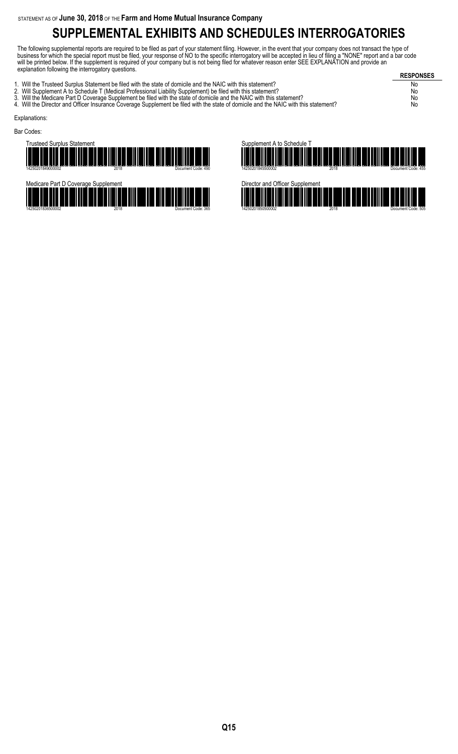STATEMENT AS OF **June 30, 2018** OF THE **Farm and Home Mutual Insurance Company**

# SUPPLEMENTAL EXHIBITS AND SCHEDULES INTERROGATORIES

The following supplemental reports are required to be filed as part of your statement filing. However, in the event that your company does not transact the type of business for which the special report must be filed, your response of NO to the specific interrogatory will be accepted in lieu of filing a "NONE" report and a bar code will be printed below. If the supplement is required of your company but is not being filed for whatever reason enter SEE EXPLANATION and provide an explanation following the interrogatory questions.

| | RESPONSES |
|---|---|
| 1. Will the Trusteed Surplus Statement be filed with the state of domicile and the NAIC with this statement? | No |
| 2. Will Supplement A to Schedule T (Medical Professional Liability Supplement) be filed with this statement? | No |
| 3. Will the Medicare Part D Coverage Supplement be filed with the state of domicile and the NAIC with this statement? | No |
| 4. Will the Director and Officer Insurance Coverage Supplement be filed with the state of domicile and the NAIC with this statement? | No |

Explanations:

Bar Codes:

Trusteed Surplus Statement
14250201849000002 2018 Document Code: 490

Supplement A to Schedule T
14250201845500002 2018 Document Code: 455

Medicare Part D Coverage Supplement
14250201836500002 2018 Document Code: 365

Director and Officer Supplement
14250201850500002 2018 Document Code: 505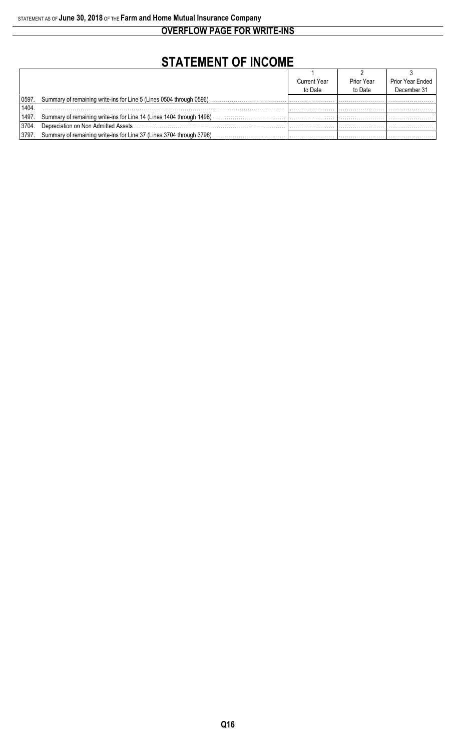STATEMENT AS OF **June 30, 2018** OF THE **Farm and Home Mutual Insurance Company**

## OVERFLOW PAGE FOR WRITE-INS

# STATEMENT OF INCOME

| | | 1<br>Current Year<br>to Date | 2<br>Prior Year<br>to Date | 3<br>Prior Year Ended<br>December 31 |
|---|---|---|---|---|
| 0597. | Summary of remaining write-ins for Line 5 (Lines 0504 through 0596) | | | |
| 1404. | | | | |
| 1497. | Summary of remaining write-ins for Line 14 (Lines 1404 through 1496) | | | |
| 3704. | Depreciation on Non Admitted Assets | | | |
| 3797. | Summary of remaining write-ins for Line 37 (Lines 3704 through 3796) | | | |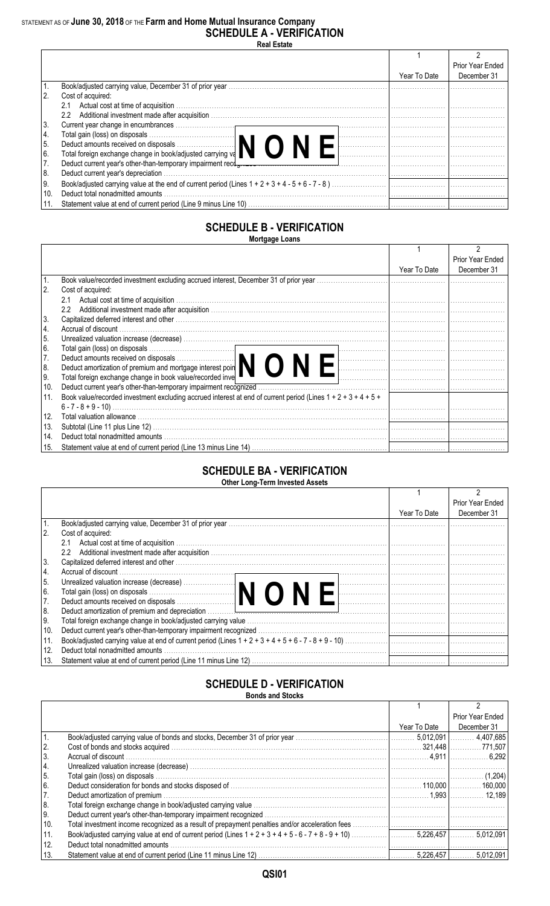STATEMENT AS OF **June 30, 2018** OF THE **Farm and Home Mutual Insurance Company**

# SCHEDULE A - VERIFICATION

**Real Estate**

| | | 1<br>Year To Date | 2<br>Prior Year Ended December 31 |
|---|---|---|---|
| 1. | Book/adjusted carrying value, December 31 of prior year | | |
| 2. | Cost of acquired: | | |
| | 2.1 Actual cost at time of acquisition | | |
| | 2.2 Additional investment made after acquisition | | |
| 3. | Current year change in encumbrances | | |
| 4. | Total gain (loss) on disposals | | |
| 5. | Deduct amounts received on disposals | | |
| 6. | Total foreign exchange change in book/adjusted carrying value | | |
| 7. | Deduct current year's other-than-temporary impairment recognized | | |
| 8. | Deduct current year's depreciation | | |
| 9. | Book/adjusted carrying value at the end of current period (Lines 1 + 2 + 3 + 4 - 5 + 6 - 7 - 8 ) | | |
| 10. | Deduct total nonadmitted amounts | | |
| 11. | Statement value at end of current period (Line 9 minus Line 10) | | |

**NONE**

# SCHEDULE B - VERIFICATION

**Mortgage Loans**

| | | 1<br>Year To Date | 2<br>Prior Year Ended December 31 |
|---|---|---|---|
| 1. | Book value/recorded investment excluding accrued interest, December 31 of prior year | | |
| 2. | Cost of acquired: | | |
| | 2.1 Actual cost at time of acquisition | | |
| | 2.2 Additional investment made after acquisition | | |
| 3. | Capitalized deferred interest and other | | |
| 4. | Accrual of discount | | |
| 5. | Unrealized valuation increase (decrease) | | |
| 6. | Total gain (loss) on disposals | | |
| 7. | Deduct amounts received on disposals | | |
| 8. | Deduct amortization of premium and mortgage interest points and commitment fees | | |
| 9. | Total foreign exchange change in book value/recorded investment excluding accrued interest | | |
| 10. | Deduct current year's other-than-temporary impairment recognized | | |
| 11. | Book value/recorded investment excluding accrued interest at end of current period (Lines 1 + 2 + 3 + 4 + 5 + 6 - 7 - 8 + 9 - 10) | | |
| 12. | Total valuation allowance | | |
| 13. | Subtotal (Line 11 plus Line 12) | | |
| 14. | Deduct total nonadmitted amounts | | |
| 15. | Statement value at end of current period (Line 13 minus Line 14) | | |

**NONE**

# SCHEDULE BA - VERIFICATION

**Other Long-Term Invested Assets**

| | | 1<br>Year To Date | 2<br>Prior Year Ended December 31 |
|---|---|---|---|
| 1. | Book/adjusted carrying value, December 31 of prior year | | |
| 2. | Cost of acquired: | | |
| | 2.1 Actual cost at time of acquisition | | |
| | 2.2 Additional investment made after acquisition | | |
| 3. | Capitalized deferred interest and other | | |
| 4. | Accrual of discount | | |
| 5. | Unrealized valuation increase (decrease) | | |
| 6. | Total gain (loss) on disposals | | |
| 7. | Deduct amounts received on disposals | | |
| 8. | Deduct amortization of premium and depreciation | | |
| 9. | Total foreign exchange change in book/adjusted carrying value | | |
| 10. | Deduct current year's other-than-temporary impairment recognized | | |
| 11. | Book/adjusted carrying value at end of current period (Lines 1 + 2 + 3 + 4 + 5 + 6 - 7 - 8 + 9 - 10) | | |
| 12. | Deduct total nonadmitted amounts | | |
| 13. | Statement value at end of current period (Line 11 minus Line 12) | | |

**NONE**

# SCHEDULE D - VERIFICATION

**Bonds and Stocks**

| | | 1<br>Year To Date | 2<br>Prior Year Ended December 31 |
|---|---|---|---|
| 1. | Book/adjusted carrying value of bonds and stocks, December 31 of prior year | 5,012,091 | 4,407,685 |
| 2. | Cost of bonds and stocks acquired | 321,448 | 771,507 |
| 3. | Accrual of discount | 4,911 | 6,292 |
| 4. | Unrealized valuation increase (decrease) | | |
| 5. | Total gain (loss) on disposals | | (1,204) |
| 6. | Deduct consideration for bonds and stocks disposed of | 110,000 | 160,000 |
| 7. | Deduct amortization of premium | 1,993 | 12,189 |
| 8. | Total foreign exchange change in book/adjusted carrying value | | |
| 9. | Deduct current year's other-than-temporary impairment recognized | | |
| 10. | Total investment income recognized as a result of prepayment penalties and/or acceleration fees | | |
| 11. | Book/adjusted carrying value at end of current period (Lines 1 + 2 + 3 + 4 + 5 - 6 - 7 + 8 - 9 + 10) | 5,226,457 | 5,012,091 |
| 12. | Deduct total nonadmitted amounts | | |
| 13. | Statement value at end of current period (Line 11 minus Line 12) | 5,226,457 | 5,012,091 |

QSI01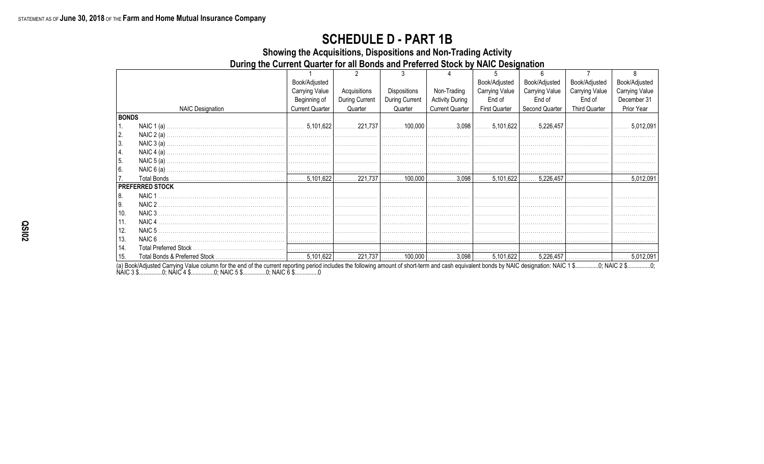STATEMENT AS OF **June 30, 2018** OF THE **Farm and Home Mutual Insurance Company**

# SCHEDULE D - PART 1B

## Showing the Acquisitions, Dispositions and Non-Trading Activity

## During the Current Quarter for all Bonds and Preferred Stock by NAIC Designation

| | NAIC Designation | 1<br>Book/Adjusted Carrying Value Beginning of Current Quarter | 2<br>Acquisitions During Current Quarter | 3<br>Dispositions During Current Quarter | 4<br>Non-Trading Activity During Current Quarter | 5<br>Book/Adjusted Carrying Value End of First Quarter | 6<br>Book/Adjusted Carrying Value End of Second Quarter | 7<br>Book/Adjusted Carrying Value End of Third Quarter | 8<br>Book/Adjusted Carrying Value December 31 Prior Year |
|---|---|---|---|---|---|---|---|---|---|
| **BONDS** | | | | | | | | | |
| 1. | NAIC 1 (a) | 5,101,622 | 221,737 | 100,000 | 3,098 | 5,101,622 | 5,226,457 | | 5,012,091 |
| 2. | NAIC 2 (a) | | | | | | | | |
| 3. | NAIC 3 (a) | | | | | | | | |
| 4. | NAIC 4 (a) | | | | | | | | |
| 5. | NAIC 5 (a) | | | | | | | | |
| 6. | NAIC 6 (a) | | | | | | | | |
| 7. | Total Bonds | 5,101,622 | 221,737 | 100,000 | 3,098 | 5,101,622 | 5,226,457 | | 5,012,091 |
| **PREFERRED STOCK** | | | | | | | | | |
| 8. | NAIC 1 | | | | | | | | |
| 9. | NAIC 2 | | | | | | | | |
| 10. | NAIC 3 | | | | | | | | |
| 11. | NAIC 4 | | | | | | | | |
| 12. | NAIC 5 | | | | | | | | |
| 13. | NAIC 6 | | | | | | | | |
| 14. | Total Preferred Stock | | | | | | | | |
| 15. | Total Bonds & Preferred Stock | 5,101,622 | 221,737 | 100,000 | 3,098 | 5,101,622 | 5,226,457 | | 5,012,091 |

(a) Book/Adjusted Carrying Value column for the end of the current reporting period includes the following amount of short-term and cash equivalent bonds by NAIC designation: NAIC 1 $...............0; NAIC 2 $...............0; NAIC 3 $...............0; NAIC 4 $...............0; NAIC 5 $...............0; NAIC 6 $...............0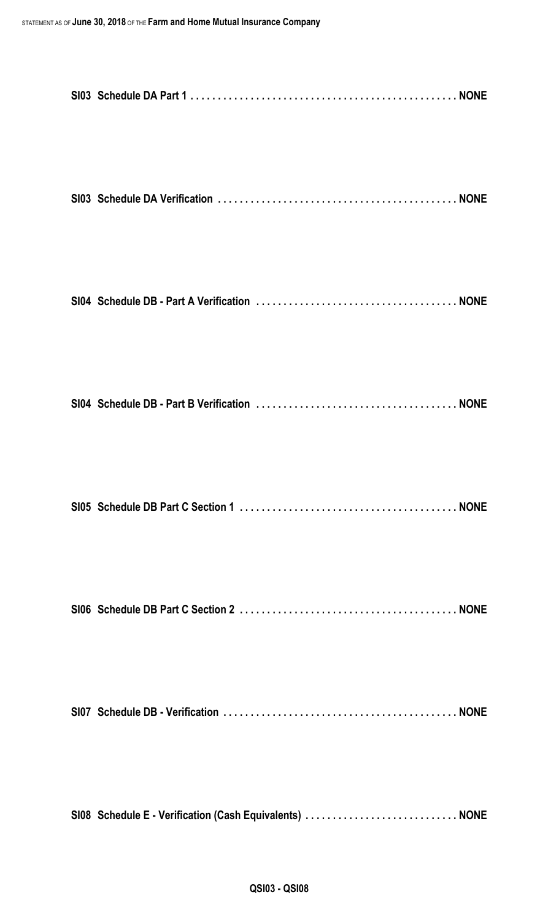**SI03 Schedule DA Part 1 . . . . . . . . . . . . . . . . . . . . . . . . . . . . . . . . . . . . . . . . . . . . . . . . NONE**

**SI03 Schedule DA Verification . . . . . . . . . . . . . . . . . . . . . . . . . . . . . . . . . . . . . . . . . . . NONE**

**SI04 Schedule DB - Part A Verification . . . . . . . . . . . . . . . . . . . . . . . . . . . . . . . . . . . . NONE**

**SI04 Schedule DB - Part B Verification . . . . . . . . . . . . . . . . . . . . . . . . . . . . . . . . . . . . NONE**

**SI05 Schedule DB Part C Section 1 . . . . . . . . . . . . . . . . . . . . . . . . . . . . . . . . . . . . . . . NONE**

**SI06 Schedule DB Part C Section 2 . . . . . . . . . . . . . . . . . . . . . . . . . . . . . . . . . . . . . . . NONE**

**SI07 Schedule DB - Verification . . . . . . . . . . . . . . . . . . . . . . . . . . . . . . . . . . . . . . . . . . NONE**

**SI08 Schedule E - Verification (Cash Equivalents) . . . . . . . . . . . . . . . . . . . . . . . . . . . NONE**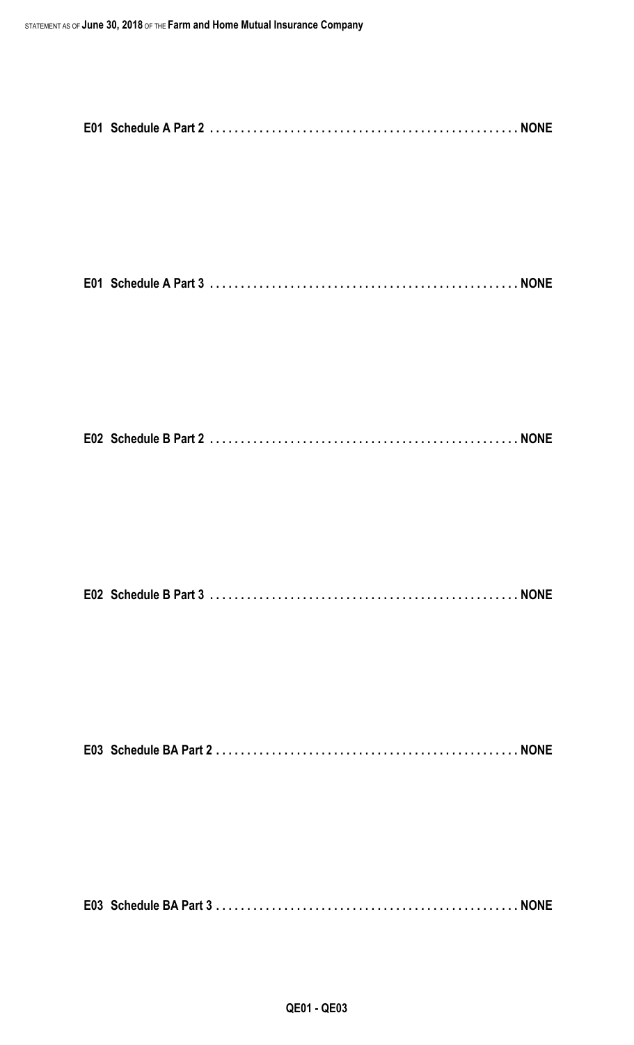**E01 Schedule A Part 2 . . . . . . . . . . . . . . . . . . . . . . . . . . . . . . . . . . . . . . . . . . . . . . . . . NONE**

**E01 Schedule A Part 3 . . . . . . . . . . . . . . . . . . . . . . . . . . . . . . . . . . . . . . . . . . . . . . . . . NONE**

**E02 Schedule B Part 2 . . . . . . . . . . . . . . . . . . . . . . . . . . . . . . . . . . . . . . . . . . . . . . . . . NONE**

**E02 Schedule B Part 3 . . . . . . . . . . . . . . . . . . . . . . . . . . . . . . . . . . . . . . . . . . . . . . . . . NONE**

**E03 Schedule BA Part 2 . . . . . . . . . . . . . . . . . . . . . . . . . . . . . . . . . . . . . . . . . . . . . . . . NONE**

**E03 Schedule BA Part 3 . . . . . . . . . . . . . . . . . . . . . . . . . . . . . . . . . . . . . . . . . . . . . . . . NONE**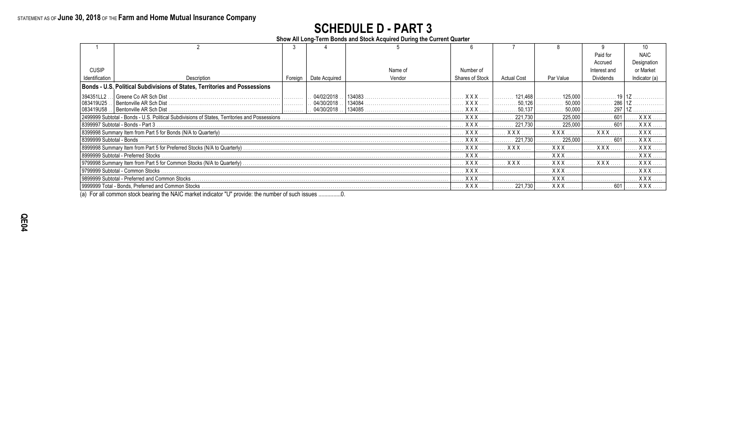STATEMENT AS OF **June 30, 2018** OF THE **Farm and Home Mutual Insurance Company**

# SCHEDULE D - PART 3

**Show All Long-Term Bonds and Stock Acquired During the Current Quarter**

| 1 | 2 | 3 | 4 | 5 | 6 | 7 | 8 | 9 | 10 |
|---|---|---|---|---|---|---|---|---|---|
| CUSIP Identification | Description | Foreign | Date Acquired | Name of Vendor | Number of Shares of Stock | Actual Cost | Par Value | Paid for Accrued Interest and Dividends | NAIC Designation or Market Indicator (a) |
| **Bonds - U.S. Political Subdivisions of States, Territories and Possessions** | | | | | | | | | |
| 394351LL2 | Greene Co AR Sch Dist | | 04/02/2018 | 134083 | XXX | 121,468 | 125,000 | 19 | 1Z |
| 083419U25 | Bentonville AR Sch Dist | | 04/30/2018 | 134084 | XXX | 50,126 | 50,000 | 286 | 1Z |
| 083419U58 | Bentonville AR Sch Dist | | 04/30/2018 | 134085 | XXX | 50,137 | 50,000 | 297 | 1Z |
| 2499999 Subtotal - Bonds - U.S. Political Subdivisions of States, Territories and Possessions | | | | | XXX | 221,730 | 225,000 | 601 | XXX |
| 8399997 Subtotal - Bonds - Part 3 | | | | | XXX | 221,730 | 225,000 | 601 | XXX |
| 8399998 Summary Item from Part 5 for Bonds (N/A to Quarterly) | | | | | XXX | XXX | XXX | XXX | XXX |
| 8399999 Subtotal - Bonds | | | | | XXX | 221,730 | 225,000 | 601 | XXX |
| 8999998 Summary Item from Part 5 for Preferred Stocks (N/A to Quarterly) | | | | | XXX | XXX | XXX | XXX | XXX |
| 8999999 Subtotal - Preferred Stocks | | | | | XXX | | XXX | | XXX |
| 9799998 Summary Item from Part 5 for Common Stocks (N/A to Quarterly) | | | | | XXX | XXX | XXX | XXX | XXX |
| 9799999 Subtotal - Common Stocks | | | | | XXX | | XXX | | XXX |
| 9899999 Subtotal - Preferred and Common Stocks | | | | | XXX | | XXX | | XXX |
| 9999999 Total - Bonds, Preferred and Common Stocks | | | | | XXX | 221,730 | XXX | 601 | XXX |

(a) For all common stock bearing the NAIC market indicator "U" provide: the number of such issues ...............0.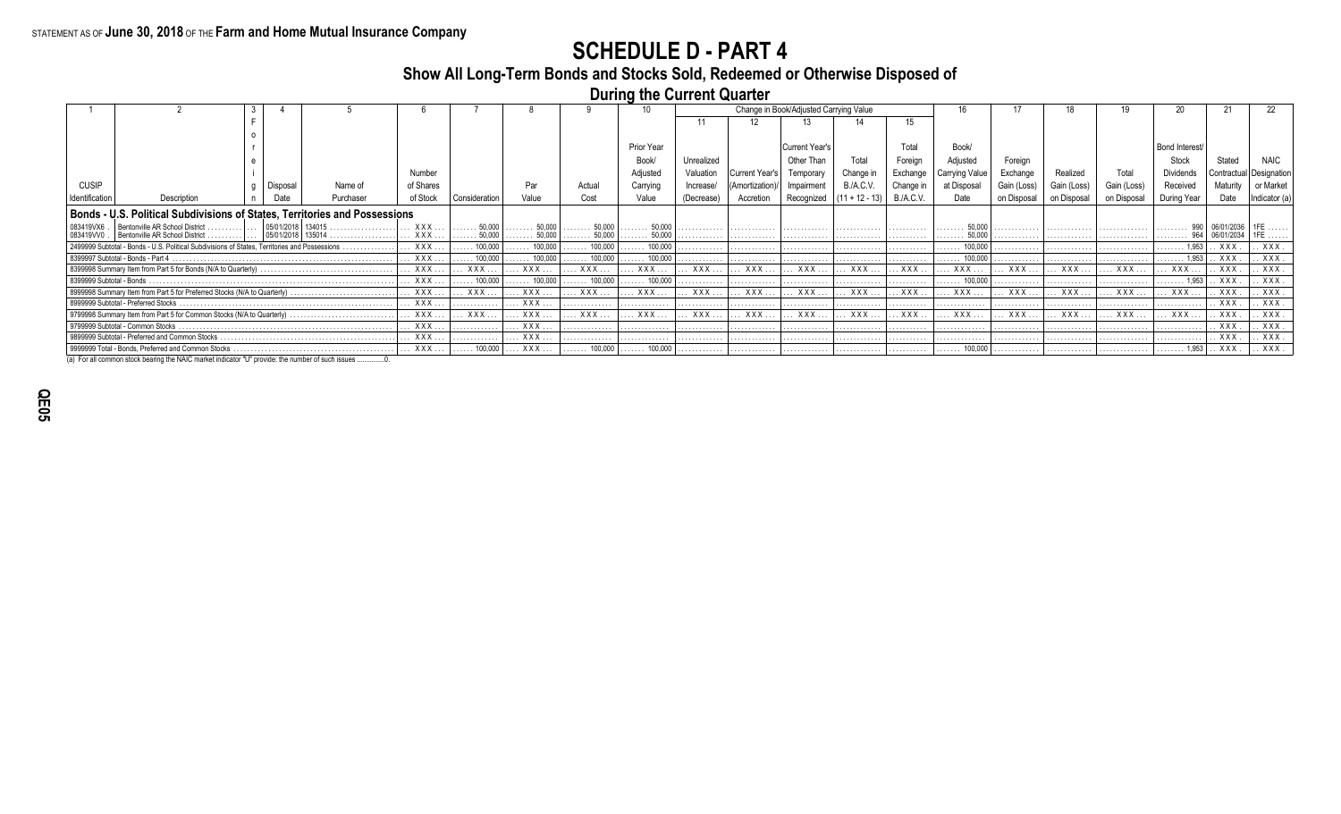STATEMENT AS OF **June 30, 2018** OF THE **Farm and Home Mutual Insurance Company**

# SCHEDULE D - PART 4

## Show All Long-Term Bonds and Stocks Sold, Redeemed or Otherwise Disposed of During the Current Quarter

| 1 | 2 | 3 | 4 | 5 | 6 | 7 | 8 | 9 | 10 | Change in Book/Adjusted Carrying Value | | | | | 16 | 17 | 18 | 19 | 20 | 21 | 22 |
|---|---|---|---|---|---|---|---|---|---|---|---|---|---|---|---|---|---|---|---|---|---|
| | | | | | | | | | | 11 | 12 | 13 | 14 | 15 | | | | | | | |
| CUSIP Identification | Description | Foreign | Disposal Date | Name of Purchaser | Number of Shares of Stock | Consideration | Par Value | Actual Cost | Prior Year Book/ Adjusted Carrying Value | Unrealized Valuation Increase/ (Decrease) | Current Year's (Amortization)/ Accretion | Current Year's Other Than Temporary Impairment Recognized | Total Change in B./A.C.V. (11 + 12 - 13) | Total Foreign Exchange Change in B./A.C.V. | Book/ Adjusted Carrying Value at Disposal Date | Foreign Exchange Gain (Loss) on Disposal | Realized Gain (Loss) on Disposal | Total Gain (Loss) on Disposal | Bond Interest/ Stock Dividends Received During Year | Stated Contractual Maturity Date | NAIC Designation or Market Indicator (a) |
| **Bonds - U.S. Political Subdivisions of States, Territories and Possessions** | | | | | | | | | | | | | | | | | | | | | |
| 083419VX6 | Bentonville AR School District | | 05/01/2018 | 134015 | XXX | 50,000 | 50,000 | 50,000 | 50,000 | | | | | | 50,000 | | | | 990 | 06/01/2036 | 1FE |
| 083419VV0 | Bentonville AR School District | | 05/01/2018 | 135014 | XXX | 50,000 | 50,000 | 50,000 | 50,000 | | | | | | 50,000 | | | | 964 | 06/01/2034 | 1FE |
| 2499999 Subtotal - Bonds - U.S. Political Subdivisions of States, Territories and Possessions | | | | | XXX | 100,000 | 100,000 | 100,000 | 100,000 | | | | | | 100,000 | | | | 1,953 | XXX | XXX |
| 8399997 Subtotal - Bonds - Part 4 | | | | | XXX | 100,000 | 100,000 | 100,000 | 100,000 | | | | | | 100,000 | | | | 1,953 | XXX | XXX |
| 8399998 Summary Item from Part 5 for Bonds (N/A to Quarterly) | | | | | XXX | XXX | XXX | XXX | XXX | XXX | XXX | XXX | XXX | XXX | XXX | XXX | XXX | XXX | XXX | XXX | XXX |
| 8399999 Subtotal - Bonds | | | | | XXX | 100,000 | 100,000 | 100,000 | 100,000 | | | | | | 100,000 | | | | 1,953 | XXX | XXX |
| 8999998 Summary Item from Part 5 for Preferred Stocks (N/A to Quarterly) | | | | | XXX | XXX | XXX | XXX | XXX | XXX | XXX | XXX | XXX | XXX | XXX | XXX | XXX | XXX | XXX | XXX | XXX |
| 8999999 Subtotal - Preferred Stocks | | | | | XXX | | XXX | | | | | | | | | | | | | XXX | XXX |
| 9799998 Summary Item from Part 5 for Common Stocks (N/A to Quarterly) | | | | | XXX | XXX | XXX | XXX | XXX | XXX | XXX | XXX | XXX | XXX | XXX | XXX | XXX | XXX | XXX | XXX | XXX |
| 9799999 Subtotal - Common Stocks | | | | | XXX | | XXX | | | | | | | | | | | | | XXX | XXX |
| 9899999 Subtotal - Preferred and Common Stocks | | | | | XXX | | XXX | | | | | | | | | | | | | XXX | XXX |
| 9999999 Total - Bonds, Preferred and Common Stocks | | | | | XXX | 100,000 | XXX | 100,000 | 100,000 | | | | | | 100,000 | | | | 1,953 | XXX | XXX |

(a) For all common stock bearing the NAIC market indicator "U" provide: the number of such issues ..............0.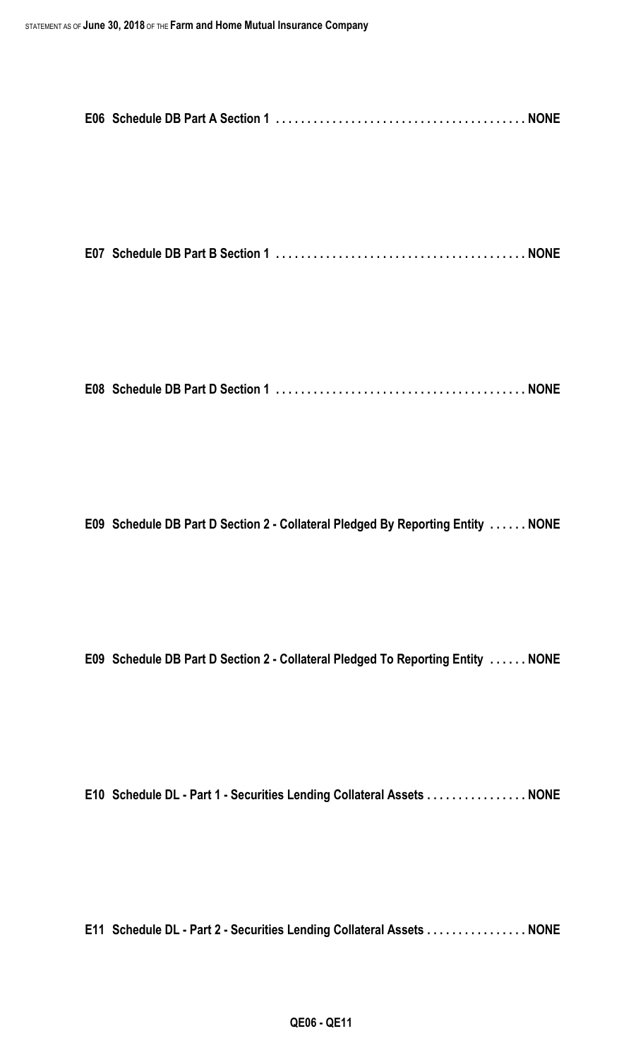**E06 Schedule DB Part A Section 1 . . . . . . . . . . . . . . . . . . . . . . . . . . . . . . . . . . . . . . . . NONE**

**E07 Schedule DB Part B Section 1 . . . . . . . . . . . . . . . . . . . . . . . . . . . . . . . . . . . . . . . . NONE**

**E08 Schedule DB Part D Section 1 . . . . . . . . . . . . . . . . . . . . . . . . . . . . . . . . . . . . . . . . NONE**

**E09 Schedule DB Part D Section 2 - Collateral Pledged By Reporting Entity . . . . . . NONE**

**E09 Schedule DB Part D Section 2 - Collateral Pledged To Reporting Entity . . . . . . NONE**

**E10 Schedule DL - Part 1 - Securities Lending Collateral Assets . . . . . . . . . . . . . . . . NONE**

**E11 Schedule DL - Part 2 - Securities Lending Collateral Assets . . . . . . . . . . . . . . . . NONE**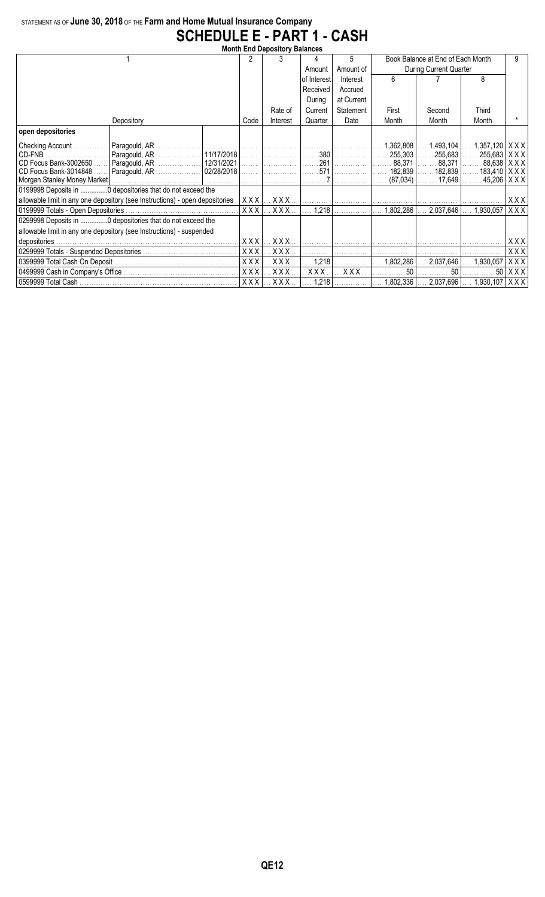STATEMENT AS OF **June 30, 2018** OF THE **Farm and Home Mutual Insurance Company**

# SCHEDULE E - PART 1 - CASH

**Month End Depository Balances**

| 1 | | | 2 | 3 | 4 | 5 | Book Balance at End of Each Month During Current Quarter | | | 9 |
|---|---|---|---|---|---|---|---|---|---|---|
| | | | | | Amount of Interest Received During Current Quarter | Amount of Interest Accrued at Current Statement Date | 6 | 7 | 8 | |
| Depository | | | Code | Rate of Interest | | | First Month | Second Month | Third Month | * |
| **open depositories** | | | | | | | | | | |
| Checking Account | Paragould, AR | | | | | | 1,362,808 | 1,493,104 | 1,357,120 | XXX |
| CD-FNB | Paragould, AR | 11/17/2018 | | | 380 | | 255,303 | 255,683 | 255,683 | XXX |
| CD Focus Bank-3002650 | Paragould, AR | 12/31/2021 | | | 261 | | 88,371 | 88,371 | 88,638 | XXX |
| CD Focus Bank-3014848 | Paragould, AR | 02/28/2018 | | | 571 | | 182,839 | 182,839 | 183,410 | XXX |
| Morgan Stanley Money Market | | | | | 7 | | (87,034) | 17,649 | 45,206 | XXX |
| 0199998 Deposits in ..............0 depositories that do not exceed the allowable limit in any one depository (see Instructions) - open depositories | | | XXX | XXX | | | | | | XXX |
| 0199999 Totals - Open Depositories | | | XXX | XXX | 1,218 | | 1,802,286 | 2,037,646 | 1,930,057 | XXX |
| 0299998 Deposits in ..............0 depositories that do not exceed the allowable limit in any one depository (see Instructions) - suspended depositories | | | XXX | XXX | | | | | | XXX |
| 0299999 Totals - Suspended Depositories | | | XXX | XXX | | | | | | XXX |
| 0399999 Total Cash On Deposit | | | XXX | XXX | 1,218 | | 1,802,286 | 2,037,646 | 1,930,057 | XXX |
| 0499999 Cash in Company's Office | | | XXX | XXX | XXX | XXX | 50 | 50 | 50 | XXX |
| 0599999 Total Cash | | | XXX | XXX | 1,218 | | 1,802,336 | 2,037,696 | 1,930,107 | XXX |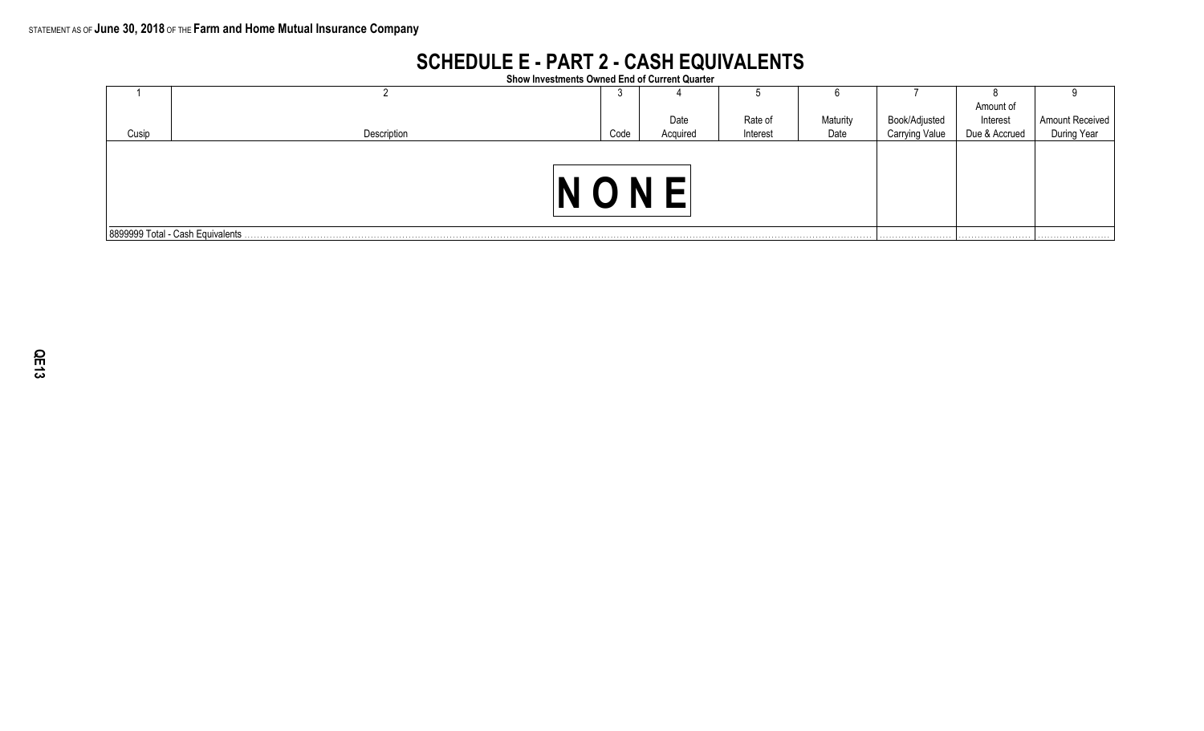STATEMENT AS OF **June 30, 2018** OF THE **Farm and Home Mutual Insurance Company**

# SCHEDULE E - PART 2 - CASH EQUIVALENTS

**Show Investments Owned End of Current Quarter**

| 1 | 2 | 3 | 4 | 5 | 6 | 7 | 8 | 9 |
|---|---|---|---|---|---|---|---|---|
| Cusip | Description | Code | Date Acquired | Rate of Interest | Maturity Date | Book/Adjusted Carrying Value | Amount of Interest Due & Accrued | Amount Received During Year |
| | NONE | | | | | | | |
| 8899999 Total - Cash Equivalents | | | | | | | | |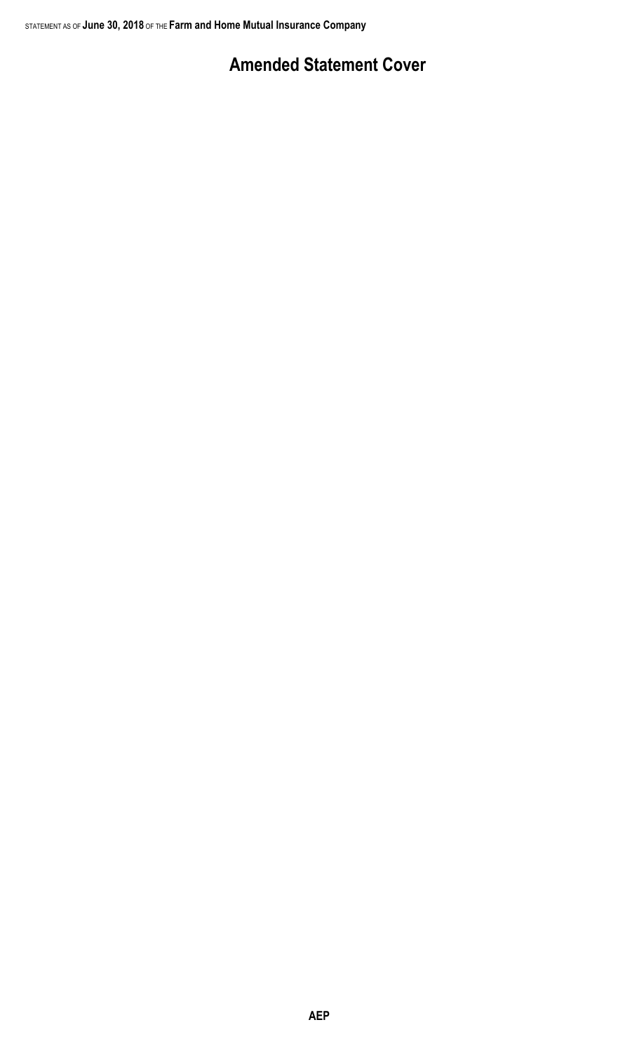# Amended Statement Cover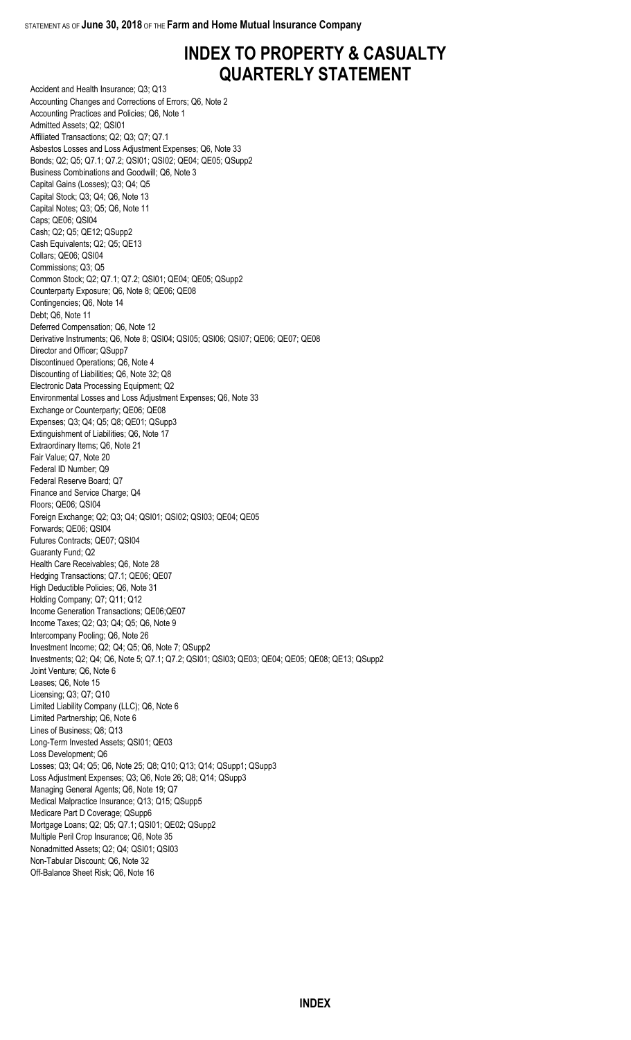# INDEX TO PROPERTY & CASUALTY QUARTERLY STATEMENT

Accident and Health Insurance; Q3; Q13
Accounting Changes and Corrections of Errors; Q6, Note 2
Accounting Practices and Policies; Q6, Note 1
Admitted Assets; Q2; QSI01
Affiliated Transactions; Q2; Q3; Q7; Q7.1
Asbestos Losses and Loss Adjustment Expenses; Q6, Note 33
Bonds; Q2; Q5; Q7.1; Q7.2; QSI01; QSI02; QE04; QE05; QSupp2
Business Combinations and Goodwill; Q6, Note 3
Capital Gains (Losses); Q3; Q4; Q5
Capital Stock; Q3; Q4; Q6, Note 13
Capital Notes; Q3; Q5; Q6, Note 11
Caps; QE06; QSI04
Cash; Q2; Q5; QE12; QSupp2
Cash Equivalents; Q2; Q5; QE13
Collars; QE06; QSI04
Commissions; Q3; Q5
Common Stock; Q2; Q7.1; Q7.2; QSI01; QE04; QE05; QSupp2
Counterparty Exposure; Q6, Note 8; QE06; QE08
Contingencies; Q6, Note 14
Debt; Q6, Note 11
Deferred Compensation; Q6, Note 12
Derivative Instruments; Q6, Note 8; QSI04; QSI05; QSI06; QSI07; QE06; QE07; QE08
Director and Officer; QSupp7
Discontinued Operations; Q6, Note 4
Discounting of Liabilities; Q6, Note 32; Q8
Electronic Data Processing Equipment; Q2
Environmental Losses and Loss Adjustment Expenses; Q6, Note 33
Exchange or Counterparty; QE06; QE08
Expenses; Q3; Q4; Q5; Q8; QE01; QSupp3
Extinguishment of Liabilities; Q6, Note 17
Extraordinary Items; Q6, Note 21
Fair Value; Q7, Note 20
Federal ID Number; Q9
Federal Reserve Board; Q7
Finance and Service Charge; Q4
Floors; QE06; QSI04
Foreign Exchange; Q2; Q3; Q4; QSI01; QSI02; QSI03; QE04; QE05
Forwards; QE06; QSI04
Futures Contracts; QE07; QSI04
Guaranty Fund; Q2
Health Care Receivables; Q6, Note 28
Hedging Transactions; Q7.1; QE06; QE07
High Deductible Policies; Q6, Note 31
Holding Company; Q7; Q11; Q12
Income Generation Transactions; QE06;QE07
Income Taxes; Q2; Q3; Q4; Q5; Q6, Note 9
Intercompany Pooling; Q6, Note 26
Investment Income; Q2; Q4; Q5; Q6, Note 7; QSupp2
Investments; Q2; Q4; Q6, Note 5; Q7.1; Q7.2; QSI01; QSI03; QE03; QE04; QE05; QE08; QE13; QSupp2
Joint Venture; Q6, Note 6
Leases; Q6, Note 15
Licensing; Q3; Q7; Q10
Limited Liability Company (LLC); Q6, Note 6
Limited Partnership; Q6, Note 6
Lines of Business; Q8; Q13
Long-Term Invested Assets; QSI01; QE03
Loss Development; Q6
Losses; Q3; Q4; Q5; Q6, Note 25; Q8; Q10; Q13; Q14; QSupp1; QSupp3
Loss Adjustment Expenses; Q3; Q6, Note 26; Q8; Q14; QSupp3
Managing General Agents; Q6, Note 19; Q7
Medical Malpractice Insurance; Q13; Q15; QSupp5
Medicare Part D Coverage; QSupp6
Mortgage Loans; Q2; Q5; Q7.1; QSI01; QE02; QSupp2
Multiple Peril Crop Insurance; Q6, Note 35
Nonadmitted Assets; Q2; Q4; QSI01; QSI03
Non-Tabular Discount; Q6, Note 32
Off-Balance Sheet Risk; Q6, Note 16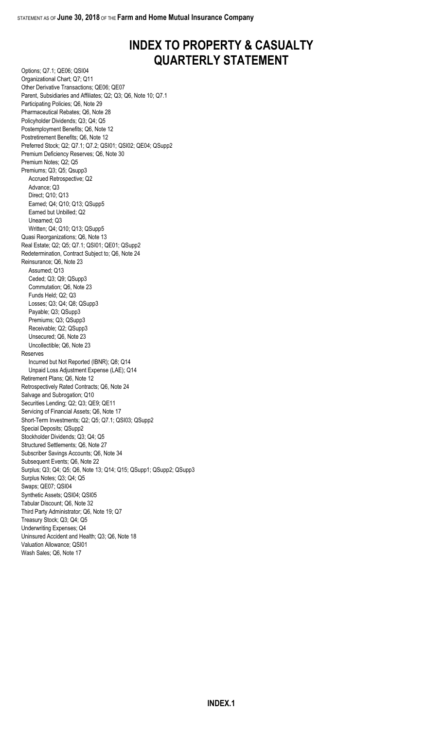# INDEX TO PROPERTY & CASUALTY QUARTERLY STATEMENT

Options; Q7.1; QE06; QSI04
Organizational Chart; Q7; Q11
Other Derivative Transactions; QE06; QE07
Parent, Subsidiaries and Affiliates; Q2; Q3; Q6, Note 10; Q7.1
Participating Policies; Q6, Note 29
Pharmaceutical Rebates; Q6, Note 28
Policyholder Dividends; Q3; Q4; Q5
Postemployment Benefits; Q6, Note 12
Postretirement Benefits; Q6, Note 12
Preferred Stock; Q2; Q7.1; Q7.2; QSI01; QSI02; QE04; QSupp2
Premium Deficiency Reserves; Q6, Note 30
Premium Notes; Q2; Q5
Premiums; Q3; Q5; Qsupp3
- Accrued Retrospective; Q2
- Advance; Q3
- Direct; Q10; Q13
- Earned; Q4; Q10; Q13; QSupp5
- Earned but Unbilled; Q2
- Unearned; Q3
- Written; Q4; Q10; Q13; QSupp5

Quasi Reorganizations; Q6, Note 13
Real Estate; Q2; Q5; Q7.1; QSI01; QE01; QSupp2
Redetermination, Contract Subject to; Q6, Note 24
Reinsurance; Q6, Note 23
- Assumed; Q13
- Ceded; Q3; Q9; QSupp3
- Commutation; Q6, Note 23
- Funds Held; Q2; Q3
- Losses; Q3; Q4; Q8; QSupp3
- Payable; Q3; QSupp3
- Premiums; Q3; QSupp3
- Receivable; Q2; QSupp3
- Unsecured; Q6, Note 23
- Uncollectible; Q6, Note 23

Reserves
- Incurred but Not Reported (IBNR); Q8; Q14
- Unpaid Loss Adjustment Expense (LAE); Q14

Retirement Plans; Q6, Note 12
Retrospectively Rated Contracts; Q6, Note 24
Salvage and Subrogation; Q10
Securities Lending; Q2; Q3; QE9; QE11
Servicing of Financial Assets; Q6, Note 17
Short-Term Investments; Q2; Q5; Q7.1; QSI03; QSupp2
Special Deposits; QSupp2
Stockholder Dividends; Q3; Q4; Q5
Structured Settlements; Q6, Note 27
Subscriber Savings Accounts; Q6, Note 34
Subsequent Events; Q6, Note 22
Surplus; Q3; Q4; Q5; Q6, Note 13; Q14; Q15; QSupp1; QSupp2; QSupp3
Surplus Notes; Q3; Q4; Q5
Swaps; QE07; QSI04
Synthetic Assets; QSI04; QSI05
Tabular Discount; Q6, Note 32
Third Party Administrator; Q6, Note 19; Q7
Treasury Stock; Q3; Q4; Q5
Underwriting Expenses; Q4
Uninsured Accident and Health; Q3; Q6, Note 18
Valuation Allowance; QSI01
Wash Sales; Q6, Note 17